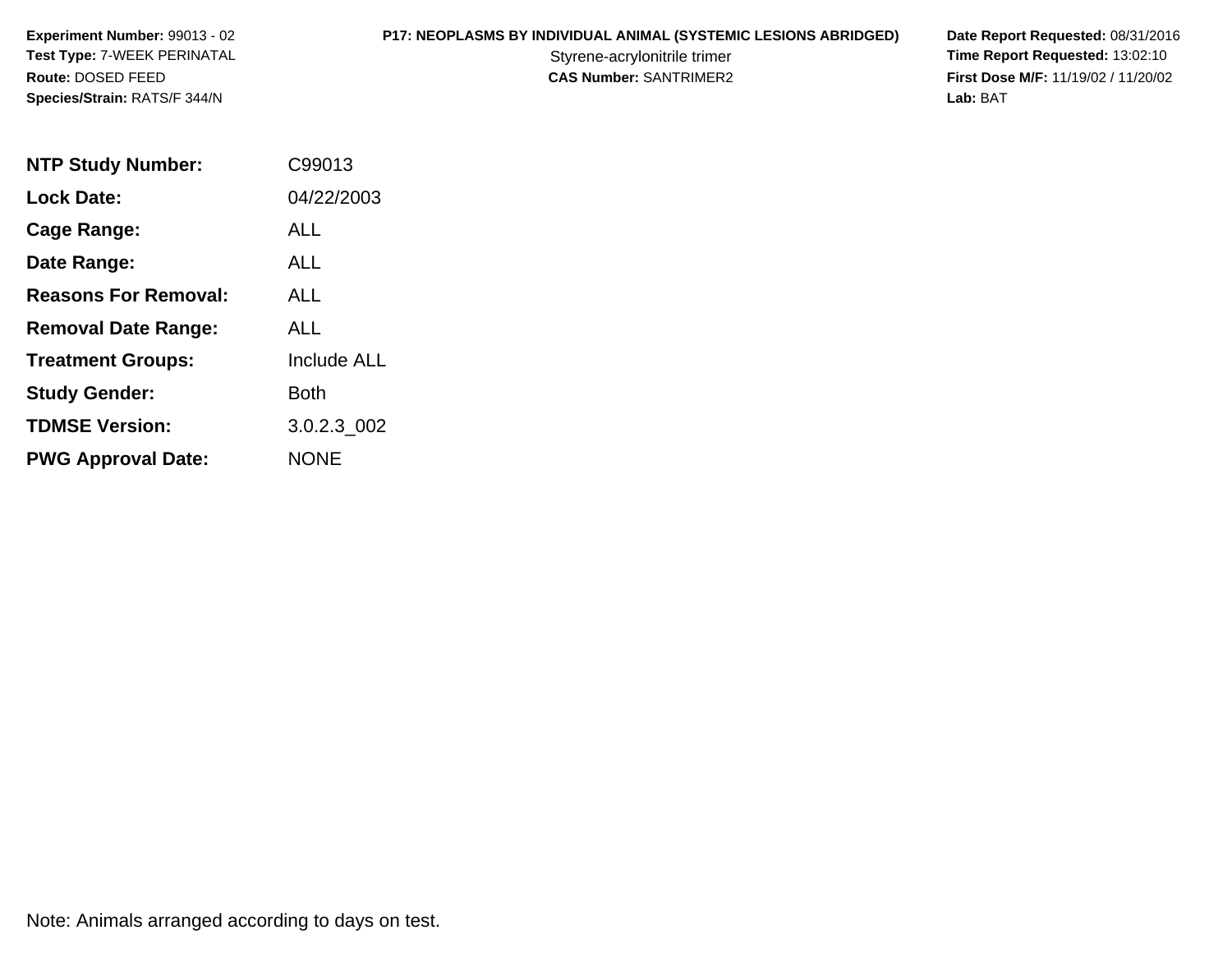**Experiment Number:** 99013 - 02
**Test Type:** 7-WEEK PERINATAL
**Route:** DOSED FEED
**Species/Strain:** RATS/F 344/N

**P17: NEOPLASMS BY INDIVIDUAL ANIMAL (SYSTEMIC LESIONS ABRIDGED)**
Styrene-acrylonitrile trimer
**CAS Number:** SANTRIMER2

**Date Report Requested:** 08/31/2016
**Time Report Requested:** 13:02:10
**First Dose M/F:** 11/19/02 / 11/20/02
**Lab:** BAT

| | |
|---|---|
| **NTP Study Number:** | C99013 |
| **Lock Date:** | 04/22/2003 |
| **Cage Range:** | ALL |
| **Date Range:** | ALL |
| **Reasons For Removal:** | ALL |
| **Removal Date Range:** | ALL |
| **Treatment Groups:** | Include ALL |
| **Study Gender:** | Both |
| **TDMSE Version:** | 3.0.2.3_002 |
| **PWG Approval Date:** | NONE |

Note: Animals arranged according to days on test.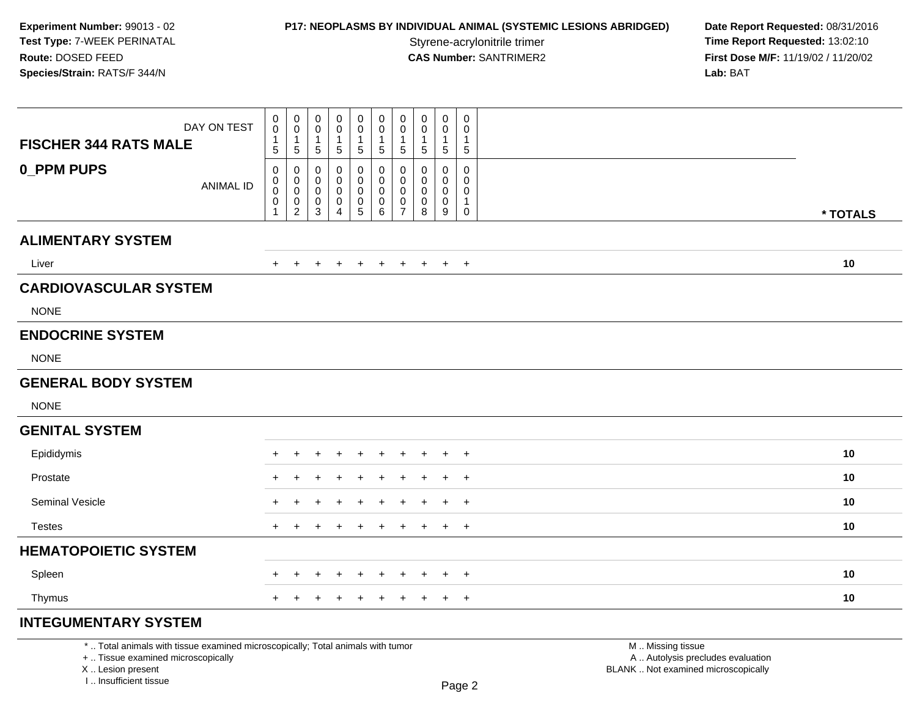**Experiment Number:** 99013 - 02
**Test Type:** 7-WEEK PERINATAL
**Route:** DOSED FEED
**Species/Strain:** RATS/F 344/N

**P17: NEOPLASMS BY INDIVIDUAL ANIMAL (SYSTEMIC LESIONS ABRIDGED)**
Styrene-acrylonitrile trimer
**CAS Number:** SANTRIMER2

**Date Report Requested:** 08/31/2016
**Time Report Requested:** 13:02:10
**First Dose M/F:** 11/19/02 / 11/20/02
**Lab:** BAT

| FISCHER 344 RATS MALE — DAY ON TEST | 0015 | 0015 | 0015 | 0015 | 0015 | 0015 | 0015 | 0015 | 0015 | 0015 | |
|---|---|---|---|---|---|---|---|---|---|---|---|
| **0_PPM PUPS** — ANIMAL ID | 00001 | 00002 | 00003 | 00004 | 00005 | 00006 | 00007 | 00008 | 00009 | 00010 | **\* TOTALS** |
| **ALIMENTARY SYSTEM** | | | | | | | | | | | |
| Liver | + | + | + | + | + | + | + | + | + | + | **10** |
| **CARDIOVASCULAR SYSTEM** | | | | | | | | | | | |
| NONE | | | | | | | | | | | |
| **ENDOCRINE SYSTEM** | | | | | | | | | | | |
| NONE | | | | | | | | | | | |
| **GENERAL BODY SYSTEM** | | | | | | | | | | | |
| NONE | | | | | | | | | | | |
| **GENITAL SYSTEM** | | | | | | | | | | | |
| Epididymis | + | + | + | + | + | + | + | + | + | + | **10** |
| Prostate | + | + | + | + | + | + | + | + | + | + | **10** |
| Seminal Vesicle | + | + | + | + | + | + | + | + | + | + | **10** |
| Testes | + | + | + | + | + | + | + | + | + | + | **10** |
| **HEMATOPOIETIC SYSTEM** | | | | | | | | | | | |
| Spleen | + | + | + | + | + | + | + | + | + | + | **10** |
| Thymus | + | + | + | + | + | + | + | + | + | + | **10** |
| **INTEGUMENTARY SYSTEM** | | | | | | | | | | | |

\* .. Total animals with tissue examined microscopically; Total animals with tumor
\+ .. Tissue examined microscopically
X .. Lesion present
I .. Insufficient tissue

M .. Missing tissue
A .. Autolysis precludes evaluation
BLANK .. Not examined microscopically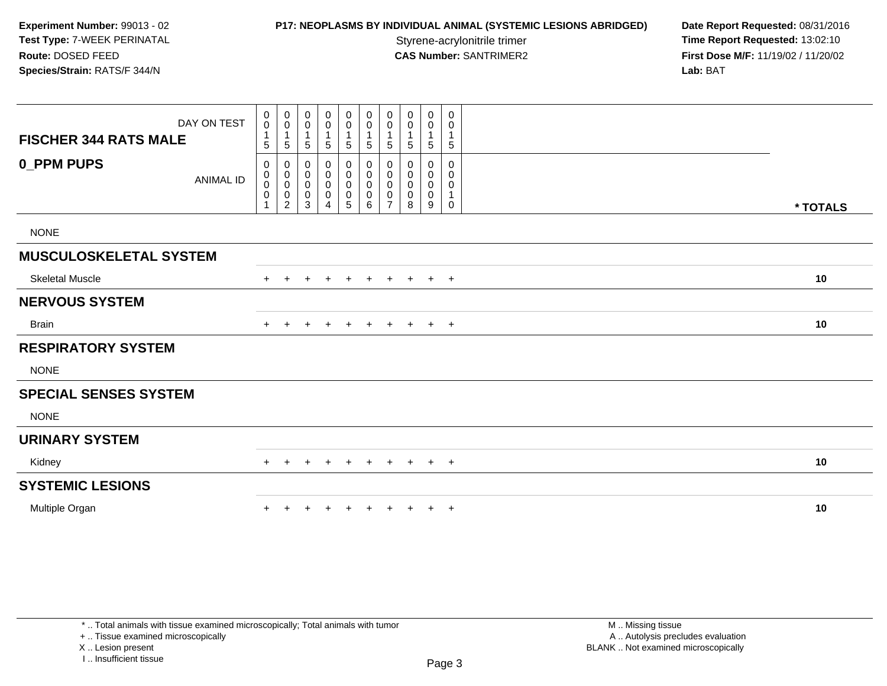**Experiment Number:** 99013 - 02
**Test Type:** 7-WEEK PERINATAL
**Route:** DOSED FEED
**Species/Strain:** RATS/F 344/N

**P17: NEOPLASMS BY INDIVIDUAL ANIMAL (SYSTEMIC LESIONS ABRIDGED)**
Styrene-acrylonitrile trimer
**CAS Number:** SANTRIMER2

**Date Report Requested:** 08/31/2016
**Time Report Requested:** 13:02:10
**First Dose M/F:** 11/19/02 / 11/20/02
**Lab:** BAT

| FISCHER 344 RATS MALE — DAY ON TEST | 0015 | 0015 | 0015 | 0015 | 0015 | 0015 | 0015 | 0015 | 0015 | 0015 | |
|---|---|---|---|---|---|---|---|---|---|---|---|
| **0_PPM PUPS** — ANIMAL ID | 00001 | 00002 | 00003 | 00004 | 00005 | 00006 | 00007 | 00008 | 00009 | 00010 | *** TOTALS** |
| NONE | | | | | | | | | | | |
| **MUSCULOSKELETAL SYSTEM** | | | | | | | | | | | |
| Skeletal Muscle | + | + | + | + | + | + | + | + | + | + | **10** |
| **NERVOUS SYSTEM** | | | | | | | | | | | |
| Brain | + | + | + | + | + | + | + | + | + | + | **10** |
| **RESPIRATORY SYSTEM** | | | | | | | | | | | |
| NONE | | | | | | | | | | | |
| **SPECIAL SENSES SYSTEM** | | | | | | | | | | | |
| NONE | | | | | | | | | | | |
| **URINARY SYSTEM** | | | | | | | | | | | |
| Kidney | + | + | + | + | + | + | + | + | + | + | **10** |
| **SYSTEMIC LESIONS** | | | | | | | | | | | |
| Multiple Organ | + | + | + | + | + | + | + | + | + | + | **10** |

\* .. Total animals with tissue examined microscopically; Total animals with tumor
\+ .. Tissue examined microscopically
X .. Lesion present
I .. Insufficient tissue

M .. Missing tissue
A .. Autolysis precludes evaluation
BLANK .. Not examined microscopically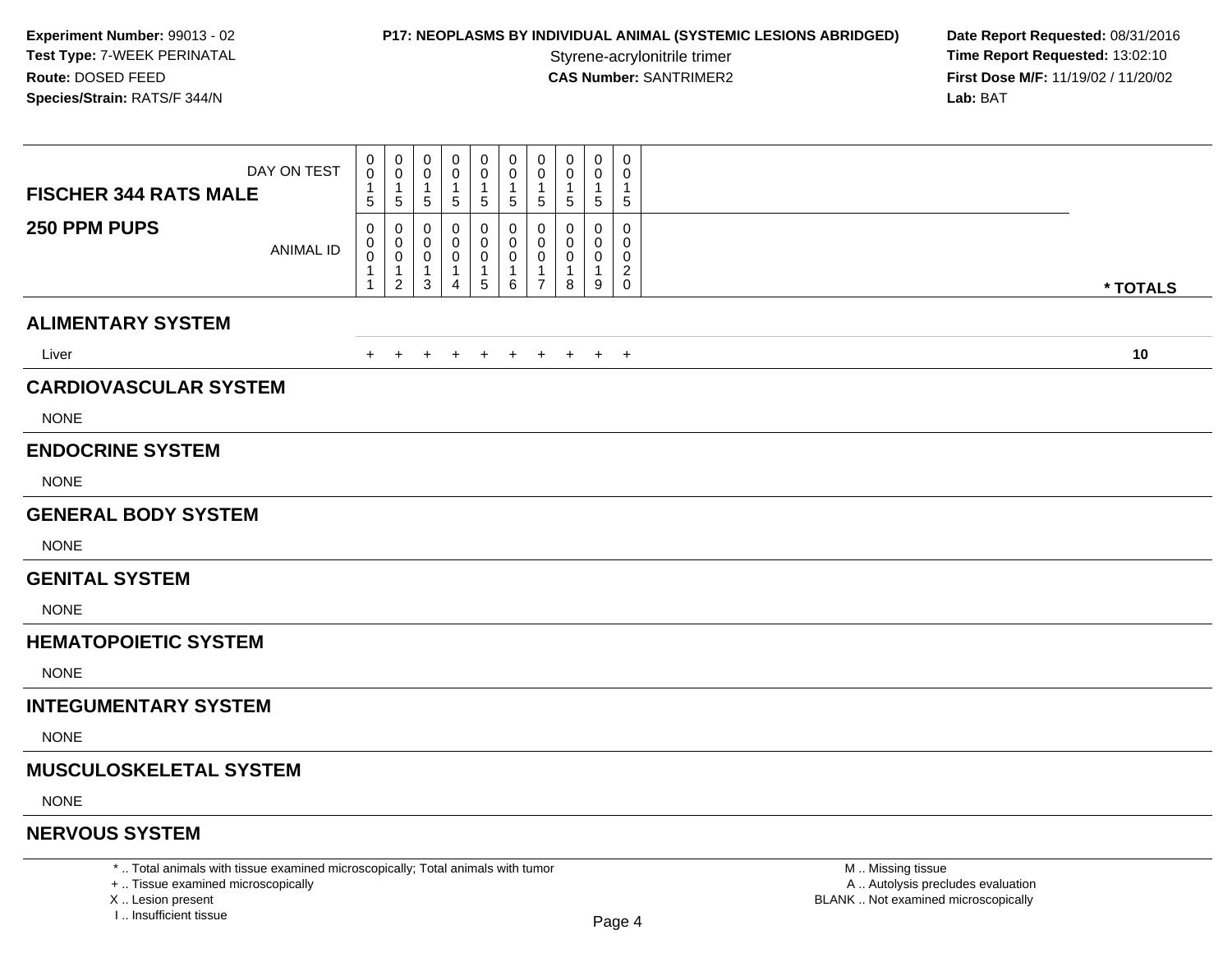**Experiment Number:** 99013 - 02
**Test Type:** 7-WEEK PERINATAL
**Route:** DOSED FEED
**Species/Strain:** RATS/F 344/N

**P17: NEOPLASMS BY INDIVIDUAL ANIMAL (SYSTEMIC LESIONS ABRIDGED)**
Styrene-acrylonitrile trimer
**CAS Number:** SANTRIMER2

**Date Report Requested:** 08/31/2016
**Time Report Requested:** 13:02:10
**First Dose M/F:** 11/19/02 / 11/20/02
**Lab:** BAT

| FISCHER 344 RATS MALE / 250 PPM PUPS | | | | | | | | | | | |
|---|---|---|---|---|---|---|---|---|---|---|---|
| DAY ON TEST | 0015 | 0015 | 0015 | 0015 | 0015 | 0015 | 0015 | 0015 | 0015 | 0015 | |
| ANIMAL ID | 00011 | 00012 | 00013 | 00014 | 00015 | 00016 | 00017 | 00018 | 00019 | 00020 | * TOTALS |
| **ALIMENTARY SYSTEM** | | | | | | | | | | | |
| Liver | + | + | + | + | + | + | + | + | + | + | 10 |
| **CARDIOVASCULAR SYSTEM** | | | | | | | | | | | |
| NONE | | | | | | | | | | | |
| **ENDOCRINE SYSTEM** | | | | | | | | | | | |
| NONE | | | | | | | | | | | |
| **GENERAL BODY SYSTEM** | | | | | | | | | | | |
| NONE | | | | | | | | | | | |
| **GENITAL SYSTEM** | | | | | | | | | | | |
| NONE | | | | | | | | | | | |
| **HEMATOPOIETIC SYSTEM** | | | | | | | | | | | |
| NONE | | | | | | | | | | | |
| **INTEGUMENTARY SYSTEM** | | | | | | | | | | | |
| NONE | | | | | | | | | | | |
| **MUSCULOSKELETAL SYSTEM** | | | | | | | | | | | |
| NONE | | | | | | | | | | | |
| **NERVOUS SYSTEM** | | | | | | | | | | | |

* .. Total animals with tissue examined microscopically; Total animals with tumor
+ .. Tissue examined microscopically
X .. Lesion present
I .. Insufficient tissue

M .. Missing tissue
A .. Autolysis precludes evaluation
BLANK .. Not examined microscopically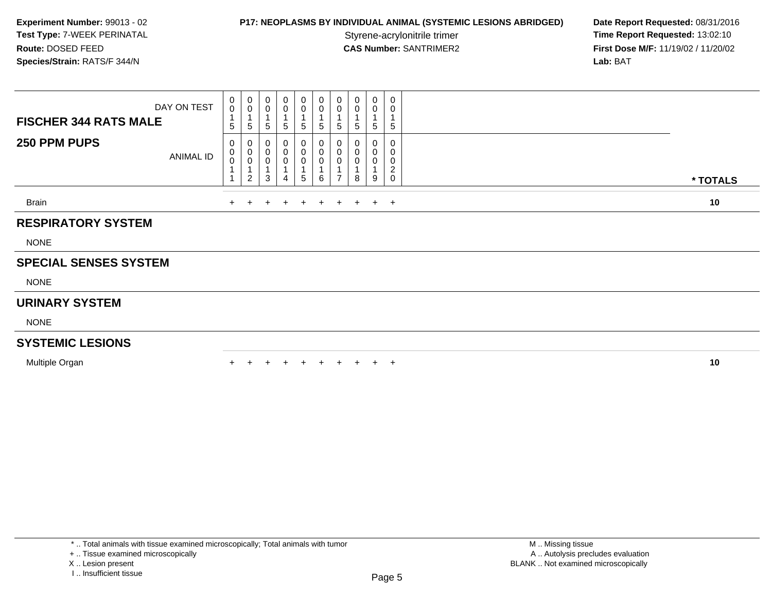**Experiment Number:** 99013 - 02
**Test Type:** 7-WEEK PERINATAL
**Route:** DOSED FEED
**Species/Strain:** RATS/F 344/N

**P17: NEOPLASMS BY INDIVIDUAL ANIMAL (SYSTEMIC LESIONS ABRIDGED)**
Styrene-acrylonitrile trimer
**CAS Number:** SANTRIMER2

**Date Report Requested:** 08/31/2016
**Time Report Requested:** 13:02:10
**First Dose M/F:** 11/19/02 / 11/20/02
**Lab:** BAT

| FISCHER 344 RATS MALE / 250 PPM PUPS | | | | | | | | | | | |
|---|---|---|---|---|---|---|---|---|---|---|---|
| DAY ON TEST | 0015 | 0015 | 0015 | 0015 | 0015 | 0015 | 0015 | 0015 | 0015 | 0015 | |
| ANIMAL ID | 00011 | 00012 | 00013 | 00014 | 00015 | 00016 | 00017 | 00018 | 00019 | 00020 | * TOTALS |
| Brain | + | + | + | + | + | + | + | + | + | + | 10 |
| **RESPIRATORY SYSTEM** | | | | | | | | | | | |
| NONE | | | | | | | | | | | |
| **SPECIAL SENSES SYSTEM** | | | | | | | | | | | |
| NONE | | | | | | | | | | | |
| **URINARY SYSTEM** | | | | | | | | | | | |
| NONE | | | | | | | | | | | |
| **SYSTEMIC LESIONS** | | | | | | | | | | | |
| Multiple Organ | + | + | + | + | + | + | + | + | + | + | 10 |

* .. Total animals with tissue examined microscopically; Total animals with tumor
+ .. Tissue examined microscopically
X .. Lesion present
I .. Insufficient tissue

M .. Missing tissue
A .. Autolysis precludes evaluation
BLANK .. Not examined microscopically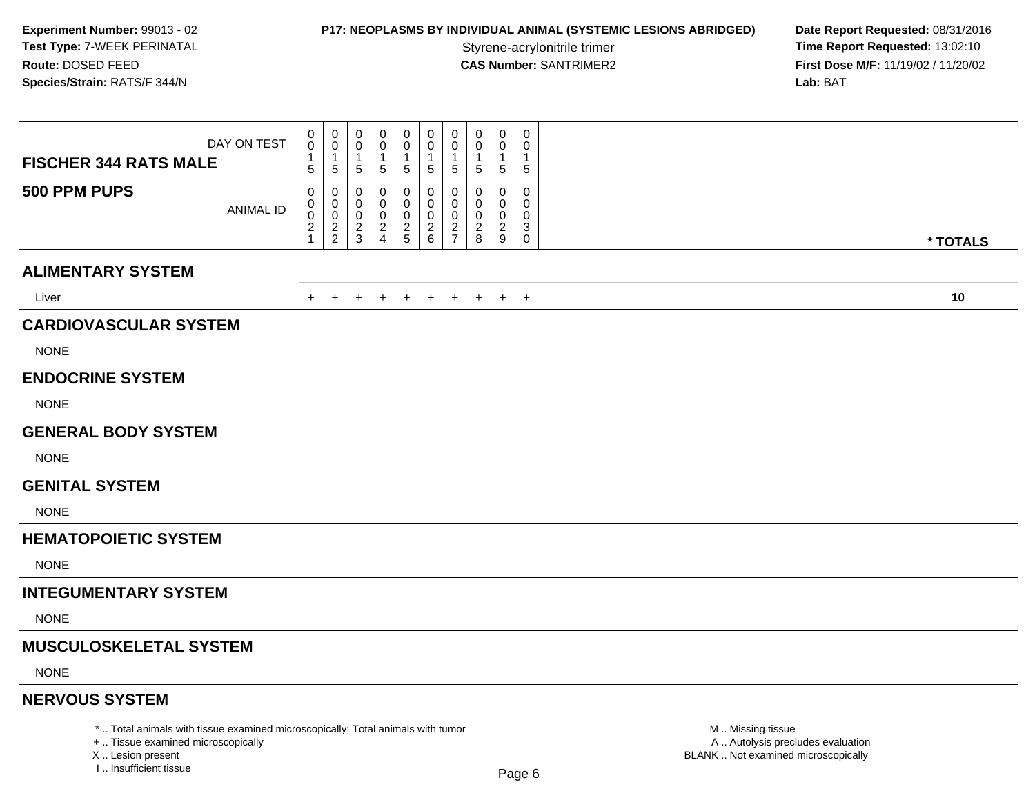**Experiment Number:** 99013 - 02
**Test Type:** 7-WEEK PERINATAL
**Route:** DOSED FEED
**Species/Strain:** RATS/F 344/N

**P17: NEOPLASMS BY INDIVIDUAL ANIMAL (SYSTEMIC LESIONS ABRIDGED)**
Styrene-acrylonitrile trimer
**CAS Number:** SANTRIMER2

**Date Report Requested:** 08/31/2016
**Time Report Requested:** 13:02:10
**First Dose M/F:** 11/19/02 / 11/20/02
**Lab:** BAT

| FISCHER 344 RATS MALE / 500 PPM PUPS | | | | | | | | | | | |
|---|---|---|---|---|---|---|---|---|---|---|---|
| DAY ON TEST | 0015 | 0015 | 0015 | 0015 | 0015 | 0015 | 0015 | 0015 | 0015 | 0015 | |
| ANIMAL ID | 00021 | 00022 | 00023 | 00024 | 00025 | 00026 | 00027 | 00028 | 00029 | 00030 | * TOTALS |
| **ALIMENTARY SYSTEM** | | | | | | | | | | | |
| Liver | + | + | + | + | + | + | + | + | + | + | 10 |
| **CARDIOVASCULAR SYSTEM** | | | | | | | | | | | |
| NONE | | | | | | | | | | | |
| **ENDOCRINE SYSTEM** | | | | | | | | | | | |
| NONE | | | | | | | | | | | |
| **GENERAL BODY SYSTEM** | | | | | | | | | | | |
| NONE | | | | | | | | | | | |
| **GENITAL SYSTEM** | | | | | | | | | | | |
| NONE | | | | | | | | | | | |
| **HEMATOPOIETIC SYSTEM** | | | | | | | | | | | |
| NONE | | | | | | | | | | | |
| **INTEGUMENTARY SYSTEM** | | | | | | | | | | | |
| NONE | | | | | | | | | | | |
| **MUSCULOSKELETAL SYSTEM** | | | | | | | | | | | |
| NONE | | | | | | | | | | | |
| **NERVOUS SYSTEM** | | | | | | | | | | | |

* .. Total animals with tissue examined microscopically; Total animals with tumor
+ .. Tissue examined microscopically
X .. Lesion present
I .. Insufficient tissue

M .. Missing tissue
A .. Autolysis precludes evaluation
BLANK .. Not examined microscopically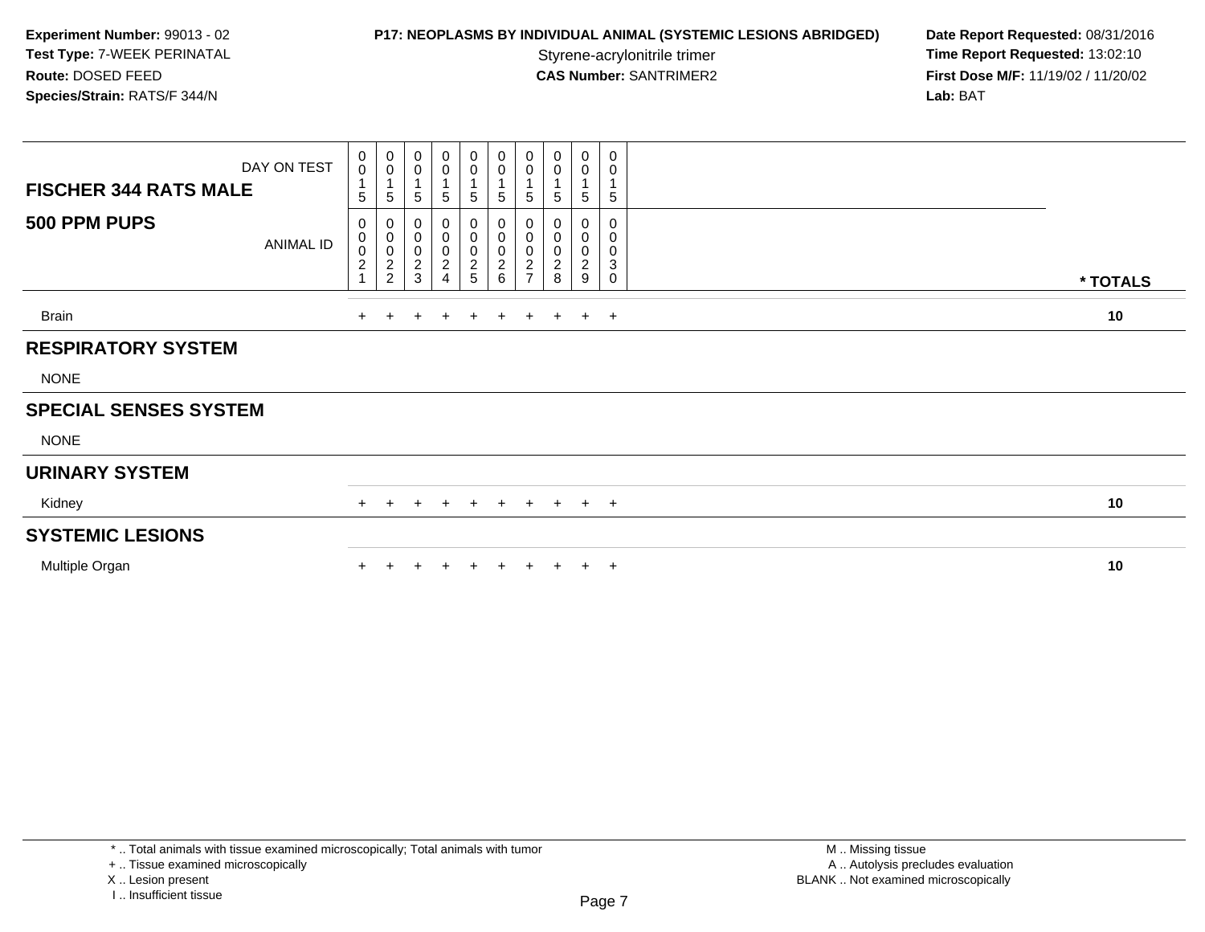**Experiment Number:** 99013 - 02
**Test Type:** 7-WEEK PERINATAL
**Route:** DOSED FEED
**Species/Strain:** RATS/F 344/N

**P17: NEOPLASMS BY INDIVIDUAL ANIMAL (SYSTEMIC LESIONS ABRIDGED)**
Styrene-acrylonitrile trimer
**CAS Number:** SANTRIMER2

**Date Report Requested:** 08/31/2016
**Time Report Requested:** 13:02:10
**First Dose M/F:** 11/19/02 / 11/20/02
**Lab:** BAT

| FISCHER 344 RATS MALE — DAY ON TEST | 0015 | 0015 | 0015 | 0015 | 0015 | 0015 | 0015 | 0015 | 0015 | 0015 | |
|---|---|---|---|---|---|---|---|---|---|---|---|
| **500 PPM PUPS** — ANIMAL ID | 00021 | 00022 | 00023 | 00024 | 00025 | 00026 | 00027 | 00028 | 00029 | 00030 | * TOTALS |
| Brain | + | + | + | + | + | + | + | + | + | + | 10 |
| **RESPIRATORY SYSTEM** | | | | | | | | | | | |
| NONE | | | | | | | | | | | |
| **SPECIAL SENSES SYSTEM** | | | | | | | | | | | |
| NONE | | | | | | | | | | | |
| **URINARY SYSTEM** | | | | | | | | | | | |
| Kidney | + | + | + | + | + | + | + | + | + | + | 10 |
| **SYSTEMIC LESIONS** | | | | | | | | | | | |
| Multiple Organ | + | + | + | + | + | + | + | + | + | + | 10 |

* .. Total animals with tissue examined microscopically; Total animals with tumor
+ .. Tissue examined microscopically
X .. Lesion present
I .. Insufficient tissue

M .. Missing tissue
A .. Autolysis precludes evaluation
BLANK .. Not examined microscopically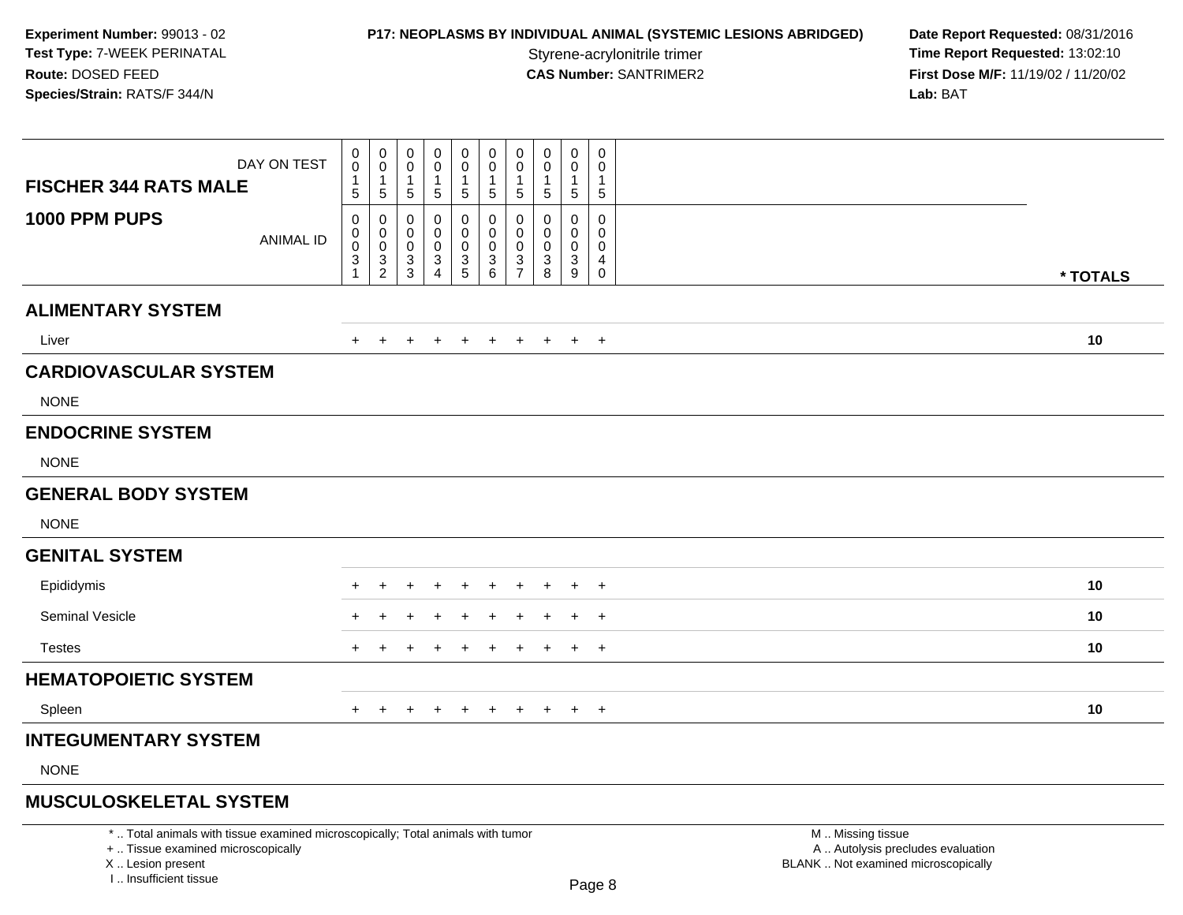**Experiment Number:** 99013 - 02
**Test Type:** 7-WEEK PERINATAL
**Route:** DOSED FEED
**Species/Strain:** RATS/F 344/N

**P17: NEOPLASMS BY INDIVIDUAL ANIMAL (SYSTEMIC LESIONS ABRIDGED)**
Styrene-acrylonitrile trimer
**CAS Number:** SANTRIMER2

**Date Report Requested:** 08/31/2016
**Time Report Requested:** 13:02:10
**First Dose M/F:** 11/19/02 / 11/20/02
**Lab:** BAT

| FISCHER 344 RATS MALE / 1000 PPM PUPS | | | | | | | | | | | |
|---|---|---|---|---|---|---|---|---|---|---|---|
| DAY ON TEST | 0015 | 0015 | 0015 | 0015 | 0015 | 0015 | 0015 | 0015 | 0015 | 0015 | |
| ANIMAL ID | 00031 | 00032 | 00033 | 00034 | 00035 | 00036 | 00037 | 00038 | 00039 | 00040 | * TOTALS |
| **ALIMENTARY SYSTEM** | | | | | | | | | | | |
| Liver | + | + | + | + | + | + | + | + | + | + | 10 |
| **CARDIOVASCULAR SYSTEM** | | | | | | | | | | | |
| NONE | | | | | | | | | | | |
| **ENDOCRINE SYSTEM** | | | | | | | | | | | |
| NONE | | | | | | | | | | | |
| **GENERAL BODY SYSTEM** | | | | | | | | | | | |
| NONE | | | | | | | | | | | |
| **GENITAL SYSTEM** | | | | | | | | | | | |
| Epididymis | + | + | + | + | + | + | + | + | + | + | 10 |
| Seminal Vesicle | + | + | + | + | + | + | + | + | + | + | 10 |
| Testes | + | + | + | + | + | + | + | + | + | + | 10 |
| **HEMATOPOIETIC SYSTEM** | | | | | | | | | | | |
| Spleen | + | + | + | + | + | + | + | + | + | + | 10 |
| **INTEGUMENTARY SYSTEM** | | | | | | | | | | | |
| NONE | | | | | | | | | | | |
| **MUSCULOSKELETAL SYSTEM** | | | | | | | | | | | |

* .. Total animals with tissue examined microscopically; Total animals with tumor
+ .. Tissue examined microscopically
X .. Lesion present
I .. Insufficient tissue

M .. Missing tissue
A .. Autolysis precludes evaluation
BLANK .. Not examined microscopically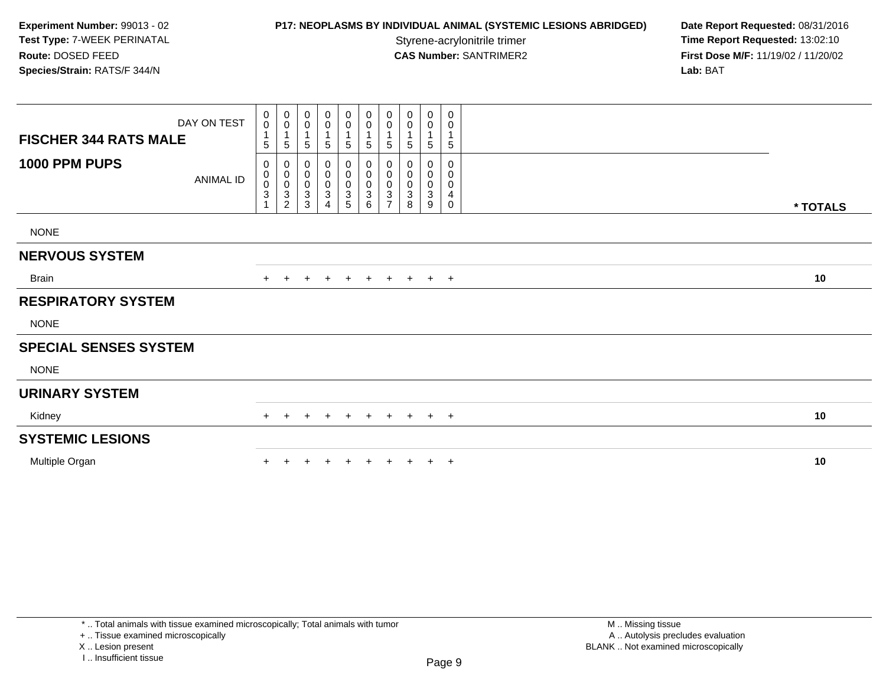**Experiment Number:** 99013 - 02
**Test Type:** 7-WEEK PERINATAL
**Route:** DOSED FEED
**Species/Strain:** RATS/F 344/N

**P17: NEOPLASMS BY INDIVIDUAL ANIMAL (SYSTEMIC LESIONS ABRIDGED)**
Styrene-acrylonitrile trimer
**CAS Number:** SANTRIMER2

**Date Report Requested:** 08/31/2016
**Time Report Requested:** 13:02:10
**First Dose M/F:** 11/19/02 / 11/20/02
**Lab:** BAT

| FISCHER 344 RATS MALE — DAY ON TEST | 0015 | 0015 | 0015 | 0015 | 0015 | 0015 | 0015 | 0015 | 0015 | 0015 | |
|---|---|---|---|---|---|---|---|---|---|---|---|
| **1000 PPM PUPS** — ANIMAL ID | 00031 | 00032 | 00033 | 00034 | 00035 | 00036 | 00037 | 00038 | 00039 | 00040 | *** TOTALS** |
| NONE | | | | | | | | | | | |
| **NERVOUS SYSTEM** | | | | | | | | | | | |
| Brain | + | + | + | + | + | + | + | + | + | + | **10** |
| **RESPIRATORY SYSTEM** | | | | | | | | | | | |
| NONE | | | | | | | | | | | |
| **SPECIAL SENSES SYSTEM** | | | | | | | | | | | |
| NONE | | | | | | | | | | | |
| **URINARY SYSTEM** | | | | | | | | | | | |
| Kidney | + | + | + | + | + | + | + | + | + | + | **10** |
| **SYSTEMIC LESIONS** | | | | | | | | | | | |
| Multiple Organ | + | + | + | + | + | + | + | + | + | + | **10** |

* .. Total animals with tissue examined microscopically; Total animals with tumor
+ .. Tissue examined microscopically
X .. Lesion present
I .. Insufficient tissue

M .. Missing tissue
A .. Autolysis precludes evaluation
BLANK .. Not examined microscopically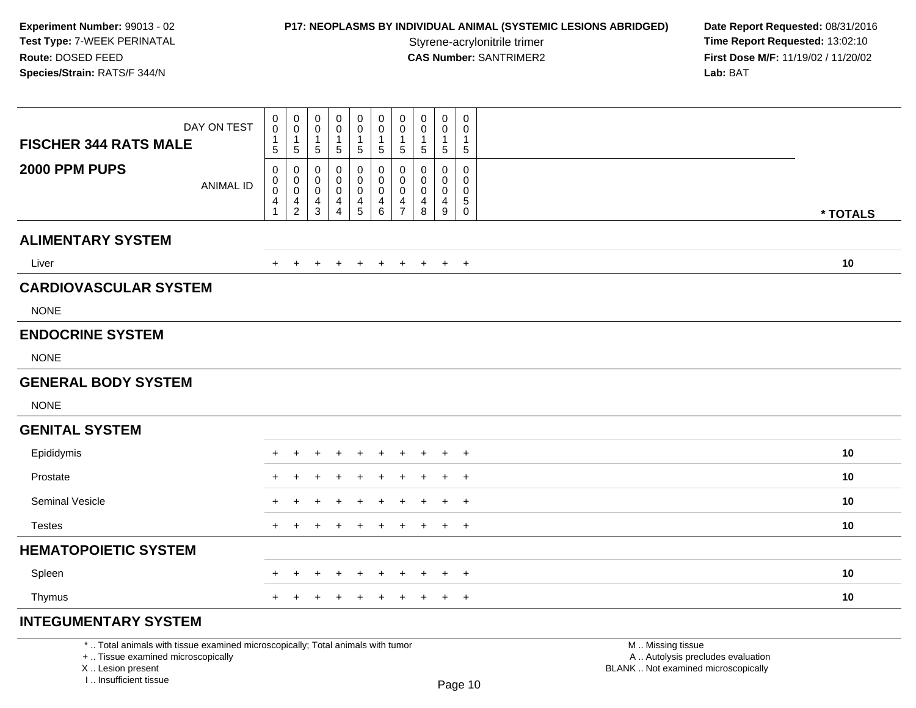**Experiment Number:** 99013 - 02
**Test Type:** 7-WEEK PERINATAL
**Route:** DOSED FEED
**Species/Strain:** RATS/F 344/N

**P17: NEOPLASMS BY INDIVIDUAL ANIMAL (SYSTEMIC LESIONS ABRIDGED)**
Styrene-acrylonitrile trimer
**CAS Number:** SANTRIMER2

**Date Report Requested:** 08/31/2016
**Time Report Requested:** 13:02:10
**First Dose M/F:** 11/19/02 / 11/20/02
**Lab:** BAT

| FISCHER 344 RATS MALE — 2000 PPM PUPS | | | | | | | | | | | |
|---|---|---|---|---|---|---|---|---|---|---|---|
| DAY ON TEST | 0015 | 0015 | 0015 | 0015 | 0015 | 0015 | 0015 | 0015 | 0015 | 0015 | |
| ANIMAL ID | 00041 | 00042 | 00043 | 00044 | 00045 | 00046 | 00047 | 00048 | 00049 | 00050 | * TOTALS |
| **ALIMENTARY SYSTEM** | | | | | | | | | | | |
| Liver | + | + | + | + | + | + | + | + | + | + | 10 |
| **CARDIOVASCULAR SYSTEM** | | | | | | | | | | | |
| NONE | | | | | | | | | | | |
| **ENDOCRINE SYSTEM** | | | | | | | | | | | |
| NONE | | | | | | | | | | | |
| **GENERAL BODY SYSTEM** | | | | | | | | | | | |
| NONE | | | | | | | | | | | |
| **GENITAL SYSTEM** | | | | | | | | | | | |
| Epididymis | + | + | + | + | + | + | + | + | + | + | 10 |
| Prostate | + | + | + | + | + | + | + | + | + | + | 10 |
| Seminal Vesicle | + | + | + | + | + | + | + | + | + | + | 10 |
| Testes | + | + | + | + | + | + | + | + | + | + | 10 |
| **HEMATOPOIETIC SYSTEM** | | | | | | | | | | | |
| Spleen | + | + | + | + | + | + | + | + | + | + | 10 |
| Thymus | + | + | + | + | + | + | + | + | + | + | 10 |
| **INTEGUMENTARY SYSTEM** | | | | | | | | | | | |

* .. Total animals with tissue examined microscopically; Total animals with tumor
+ .. Tissue examined microscopically
X .. Lesion present
I .. Insufficient tissue

M .. Missing tissue
A .. Autolysis precludes evaluation
BLANK .. Not examined microscopically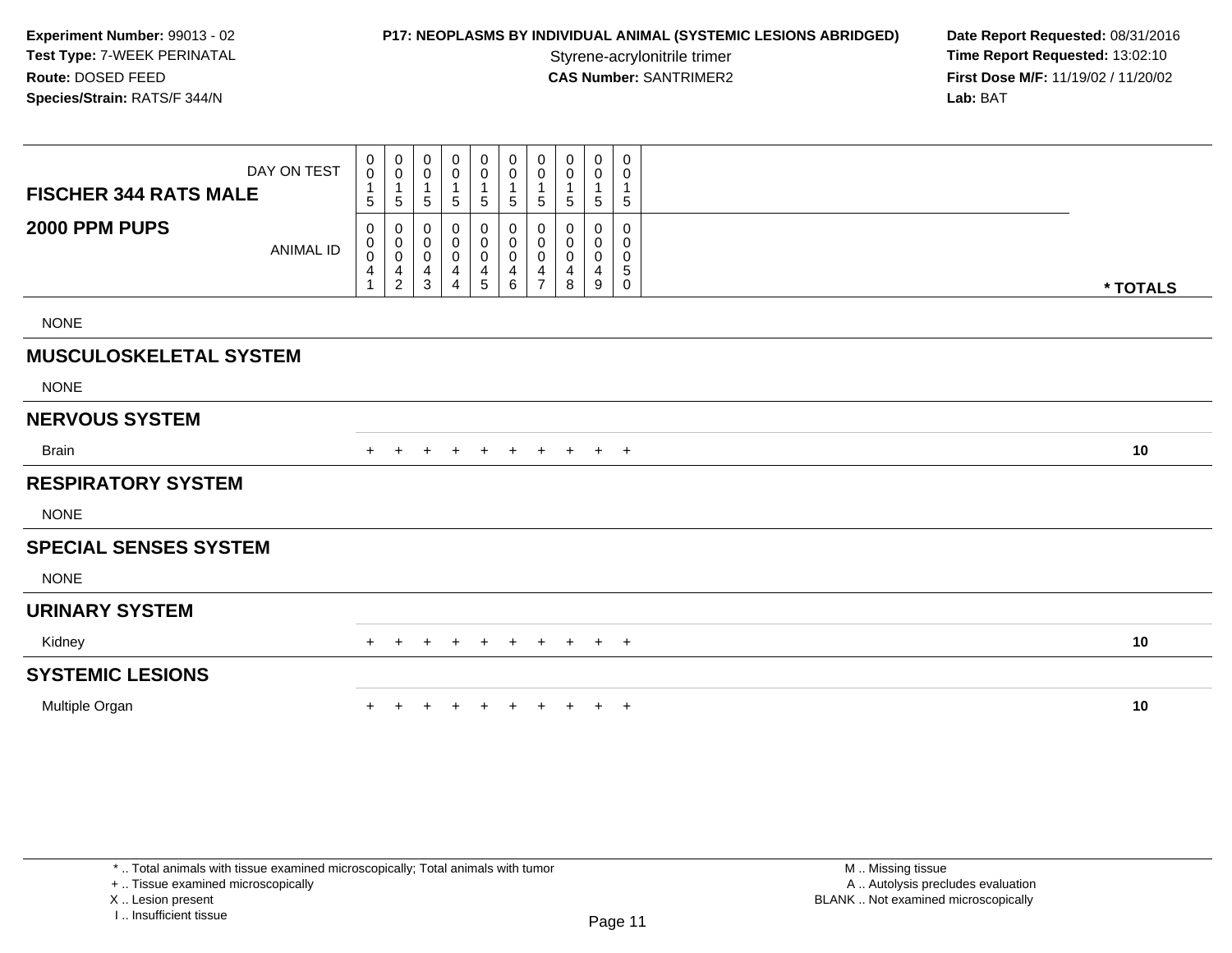**Experiment Number:** 99013 - 02
**Test Type:** 7-WEEK PERINATAL
**Route:** DOSED FEED
**Species/Strain:** RATS/F 344/N

**P17: NEOPLASMS BY INDIVIDUAL ANIMAL (SYSTEMIC LESIONS ABRIDGED)**
Styrene-acrylonitrile trimer
**CAS Number:** SANTRIMER2

**Date Report Requested:** 08/31/2016
**Time Report Requested:** 13:02:10
**First Dose M/F:** 11/19/02 / 11/20/02
**Lab:** BAT

| FISCHER 344 RATS MALE 2000 PPM PUPS | | | | | | | | | | | |
|---|---|---|---|---|---|---|---|---|---|---|---|
| DAY ON TEST | 0015 | 0015 | 0015 | 0015 | 0015 | 0015 | 0015 | 0015 | 0015 | 0015 | |
| ANIMAL ID | 00041 | 00042 | 00043 | 00044 | 00045 | 00046 | 00047 | 00048 | 00049 | 00050 | * TOTALS |
| NONE | | | | | | | | | | | |
| **MUSCULOSKELETAL SYSTEM** | | | | | | | | | | | |
| NONE | | | | | | | | | | | |
| **NERVOUS SYSTEM** | | | | | | | | | | | |
| Brain | + | + | + | + | + | + | + | + | + | + | 10 |
| **RESPIRATORY SYSTEM** | | | | | | | | | | | |
| NONE | | | | | | | | | | | |
| **SPECIAL SENSES SYSTEM** | | | | | | | | | | | |
| NONE | | | | | | | | | | | |
| **URINARY SYSTEM** | | | | | | | | | | | |
| Kidney | + | + | + | + | + | + | + | + | + | + | 10 |
| **SYSTEMIC LESIONS** | | | | | | | | | | | |
| Multiple Organ | + | + | + | + | + | + | + | + | + | + | 10 |

* .. Total animals with tissue examined microscopically; Total animals with tumor
+ .. Tissue examined microscopically
X .. Lesion present
I .. Insufficient tissue

M .. Missing tissue
A .. Autolysis precludes evaluation
BLANK .. Not examined microscopically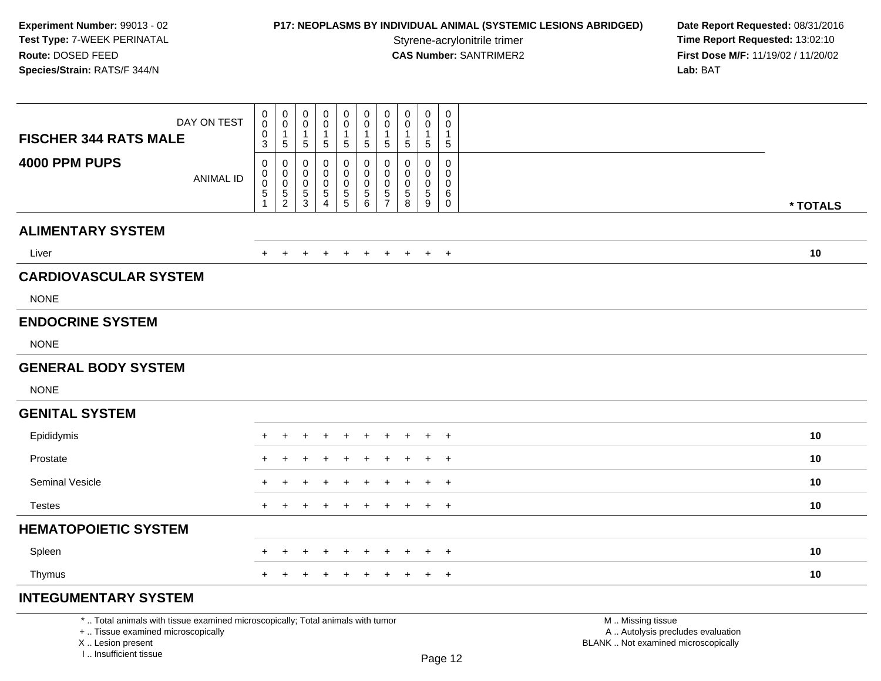**Experiment Number:** 99013 - 02
**Test Type:** 7-WEEK PERINATAL
**Route:** DOSED FEED
**Species/Strain:** RATS/F 344/N

**P17: NEOPLASMS BY INDIVIDUAL ANIMAL (SYSTEMIC LESIONS ABRIDGED)**
Styrene-acrylonitrile trimer
**CAS Number:** SANTRIMER2

**Date Report Requested:** 08/31/2016
**Time Report Requested:** 13:02:10
**First Dose M/F:** 11/19/02 / 11/20/02
**Lab:** BAT

| FISCHER 344 RATS MALE / 4000 PPM PUPS | | | | | | | | | | | |
|---|---|---|---|---|---|---|---|---|---|---|---|
| DAY ON TEST | 0003 | 0015 | 0015 | 0015 | 0015 | 0015 | 0015 | 0015 | 0015 | 0015 | |
| ANIMAL ID | 00051 | 00052 | 00053 | 00054 | 00055 | 00056 | 00057 | 00058 | 00059 | 00060 | * TOTALS |
| **ALIMENTARY SYSTEM** | | | | | | | | | | | |
| Liver | + | + | + | + | + | + | + | + | + | + | 10 |
| **CARDIOVASCULAR SYSTEM** | | | | | | | | | | | |
| NONE | | | | | | | | | | | |
| **ENDOCRINE SYSTEM** | | | | | | | | | | | |
| NONE | | | | | | | | | | | |
| **GENERAL BODY SYSTEM** | | | | | | | | | | | |
| NONE | | | | | | | | | | | |
| **GENITAL SYSTEM** | | | | | | | | | | | |
| Epididymis | + | + | + | + | + | + | + | + | + | + | 10 |
| Prostate | + | + | + | + | + | + | + | + | + | + | 10 |
| Seminal Vesicle | + | + | + | + | + | + | + | + | + | + | 10 |
| Testes | + | + | + | + | + | + | + | + | + | + | 10 |
| **HEMATOPOIETIC SYSTEM** | | | | | | | | | | | |
| Spleen | + | + | + | + | + | + | + | + | + | + | 10 |
| Thymus | + | + | + | + | + | + | + | + | + | + | 10 |
| **INTEGUMENTARY SYSTEM** | | | | | | | | | | | |

* .. Total animals with tissue examined microscopically; Total animals with tumor
+ .. Tissue examined microscopically
X .. Lesion present
I .. Insufficient tissue

M .. Missing tissue
A .. Autolysis precludes evaluation
BLANK .. Not examined microscopically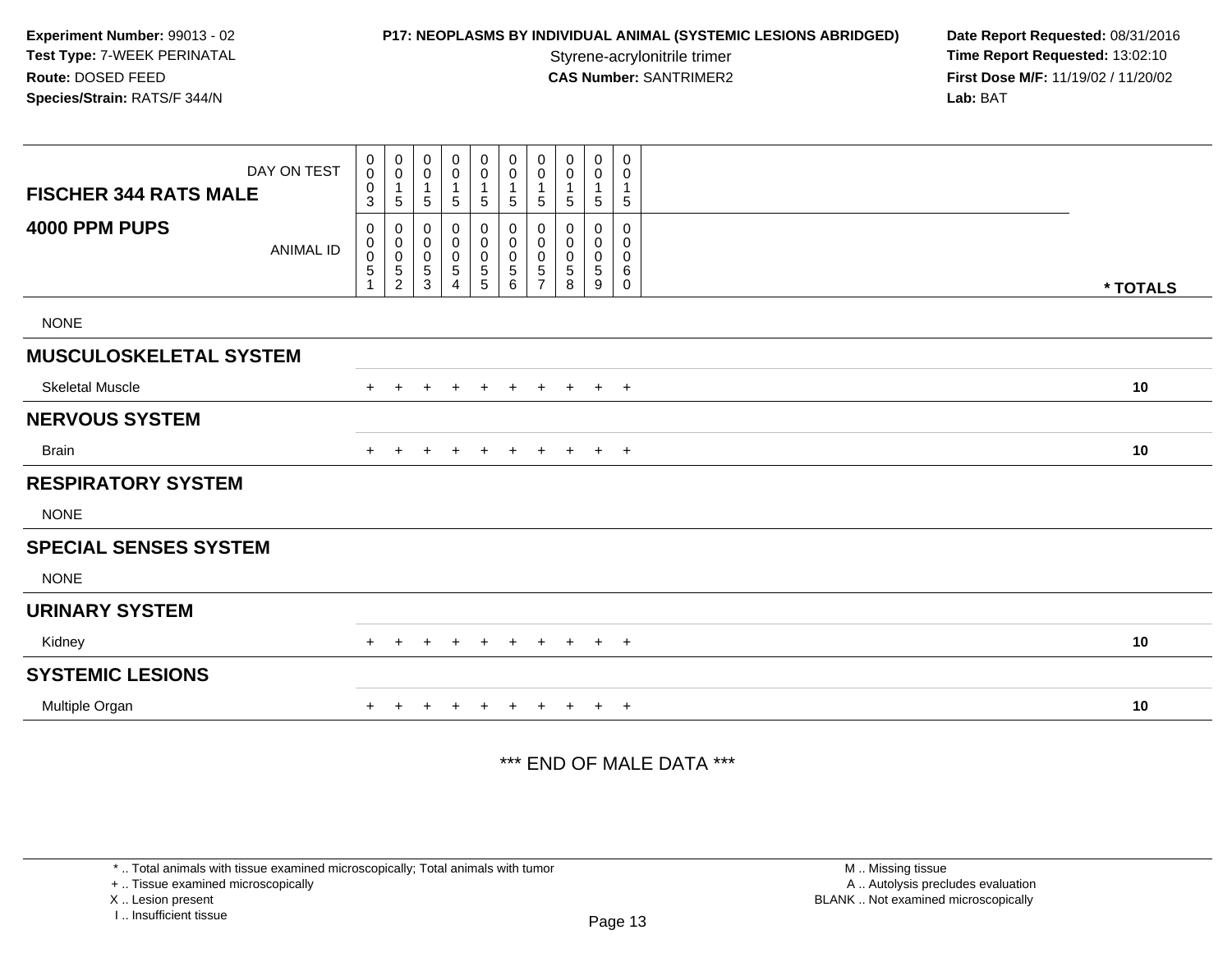**Experiment Number:** 99013 - 02
**Test Type:** 7-WEEK PERINATAL
**Route:** DOSED FEED
**Species/Strain:** RATS/F 344/N

**P17: NEOPLASMS BY INDIVIDUAL ANIMAL (SYSTEMIC LESIONS ABRIDGED)**
Styrene-acrylonitrile trimer
**CAS Number:** SANTRIMER2

**Date Report Requested:** 08/31/2016
**Time Report Requested:** 13:02:10
**First Dose M/F:** 11/19/02 / 11/20/02
**Lab:** BAT

| **FISCHER 344 RATS MALE** DAY ON TEST | 0003 | 0015 | 0015 | 0015 | 0015 | 0015 | 0015 | 0015 | 0015 | 0015 | |
|---|---|---|---|---|---|---|---|---|---|---|---|
| **4000 PPM PUPS** ANIMAL ID | 00051 | 00052 | 00053 | 00054 | 00055 | 00056 | 00057 | 00058 | 00059 | 00060 | *** TOTALS** |
| NONE | | | | | | | | | | | |
| **MUSCULOSKELETAL SYSTEM** | | | | | | | | | | | |
| Skeletal Muscle | + | + | + | + | + | + | + | + | + | + | 10 |
| **NERVOUS SYSTEM** | | | | | | | | | | | |
| Brain | + | + | + | + | + | + | + | + | + | + | 10 |
| **RESPIRATORY SYSTEM** | | | | | | | | | | | |
| NONE | | | | | | | | | | | |
| **SPECIAL SENSES SYSTEM** | | | | | | | | | | | |
| NONE | | | | | | | | | | | |
| **URINARY SYSTEM** | | | | | | | | | | | |
| Kidney | + | + | + | + | + | + | + | + | + | + | 10 |
| **SYSTEMIC LESIONS** | | | | | | | | | | | |
| Multiple Organ | + | + | + | + | + | + | + | + | + | + | 10 |

*** END OF MALE DATA ***

* .. Total animals with tissue examined microscopically; Total animals with tumor
+ .. Tissue examined microscopically
X .. Lesion present
I .. Insufficient tissue

M .. Missing tissue
A .. Autolysis precludes evaluation
BLANK .. Not examined microscopically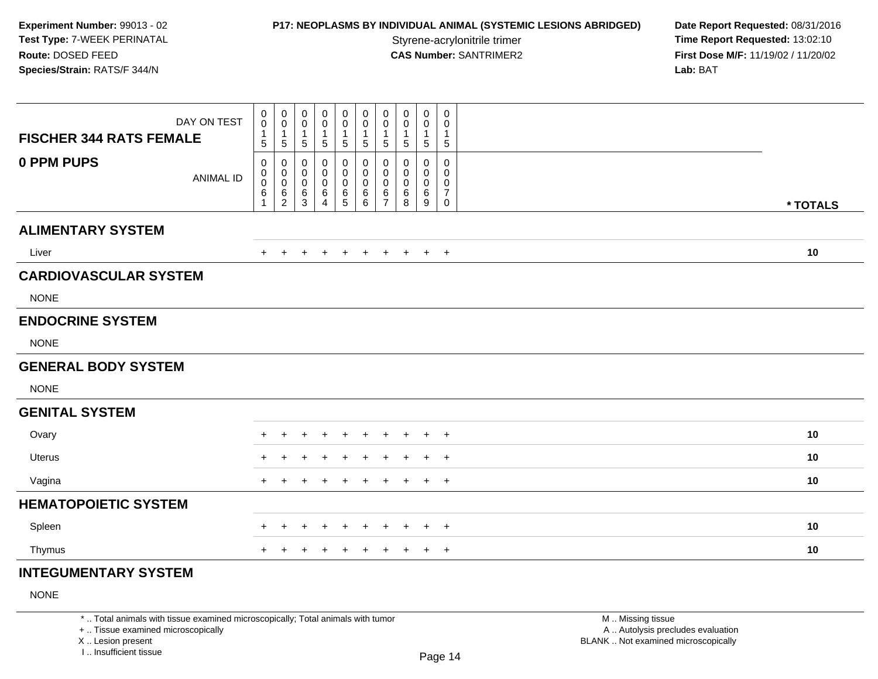**Experiment Number:** 99013 - 02
**Test Type:** 7-WEEK PERINATAL
**Route:** DOSED FEED
**Species/Strain:** RATS/F 344/N

**P17: NEOPLASMS BY INDIVIDUAL ANIMAL (SYSTEMIC LESIONS ABRIDGED)**
Styrene-acrylonitrile trimer
**CAS Number:** SANTRIMER2

**Date Report Requested:** 08/31/2016
**Time Report Requested:** 13:02:10
**First Dose M/F:** 11/19/02 / 11/20/02
**Lab:** BAT

| FISCHER 344 RATS FEMALE — DAY ON TEST | 0015 | 0015 | 0015 | 0015 | 0015 | 0015 | 0015 | 0015 | 0015 | 0015 | |
|---|---|---|---|---|---|---|---|---|---|---|---|
| **0 PPM PUPS** — ANIMAL ID | 00061 | 00062 | 00063 | 00064 | 00065 | 00066 | 00067 | 00068 | 00069 | 00070 | *** TOTALS** |
| **ALIMENTARY SYSTEM** | | | | | | | | | | | |
| Liver | + | + | + | + | + | + | + | + | + | + | **10** |
| **CARDIOVASCULAR SYSTEM** | | | | | | | | | | | |
| NONE | | | | | | | | | | | |
| **ENDOCRINE SYSTEM** | | | | | | | | | | | |
| NONE | | | | | | | | | | | |
| **GENERAL BODY SYSTEM** | | | | | | | | | | | |
| NONE | | | | | | | | | | | |
| **GENITAL SYSTEM** | | | | | | | | | | | |
| Ovary | + | + | + | + | + | + | + | + | + | + | **10** |
| Uterus | + | + | + | + | + | + | + | + | + | + | **10** |
| Vagina | + | + | + | + | + | + | + | + | + | + | **10** |
| **HEMATOPOIETIC SYSTEM** | | | | | | | | | | | |
| Spleen | + | + | + | + | + | + | + | + | + | + | **10** |
| Thymus | + | + | + | + | + | + | + | + | + | + | **10** |
| **INTEGUMENTARY SYSTEM** | | | | | | | | | | | |
| NONE | | | | | | | | | | | |

* .. Total animals with tissue examined microscopically; Total animals with tumor
+ .. Tissue examined microscopically
X .. Lesion present
I .. Insufficient tissue

M .. Missing tissue
A .. Autolysis precludes evaluation
BLANK .. Not examined microscopically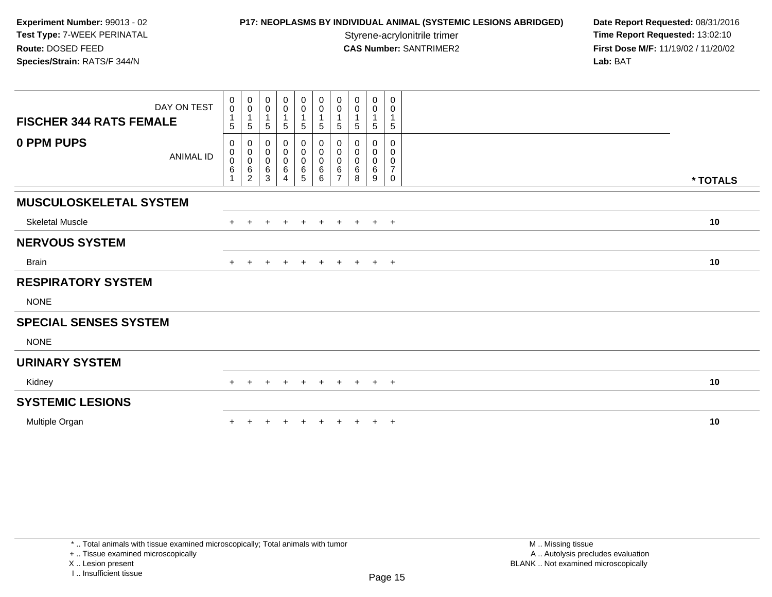**Experiment Number:** 99013 - 02
**Test Type:** 7-WEEK PERINATAL
**Route:** DOSED FEED
**Species/Strain:** RATS/F 344/N

**P17: NEOPLASMS BY INDIVIDUAL ANIMAL (SYSTEMIC LESIONS ABRIDGED)**
Styrene-acrylonitrile trimer
**CAS Number:** SANTRIMER2

**Date Report Requested:** 08/31/2016
**Time Report Requested:** 13:02:10
**First Dose M/F:** 11/19/02 / 11/20/02
**Lab:** BAT

| FISCHER 344 RATS FEMALE — DAY ON TEST | 0015 | 0015 | 0015 | 0015 | 0015 | 0015 | 0015 | 0015 | 0015 | 0015 | |
|---|---|---|---|---|---|---|---|---|---|---|---|
| **0 PPM PUPS** — ANIMAL ID | 00061 | 00062 | 00063 | 00064 | 00065 | 00066 | 00067 | 00068 | 00069 | 00070 | **\* TOTALS** |
| **MUSCULOSKELETAL SYSTEM** | | | | | | | | | | | |
| Skeletal Muscle | + | + | + | + | + | + | + | + | + | + | **10** |
| **NERVOUS SYSTEM** | | | | | | | | | | | |
| Brain | + | + | + | + | + | + | + | + | + | + | **10** |
| **RESPIRATORY SYSTEM** | | | | | | | | | | | |
| NONE | | | | | | | | | | | |
| **SPECIAL SENSES SYSTEM** | | | | | | | | | | | |
| NONE | | | | | | | | | | | |
| **URINARY SYSTEM** | | | | | | | | | | | |
| Kidney | + | + | + | + | + | + | + | + | + | + | **10** |
| **SYSTEMIC LESIONS** | | | | | | | | | | | |
| Multiple Organ | + | + | + | + | + | + | + | + | + | + | **10** |

\* .. Total animals with tissue examined microscopically; Total animals with tumor
\+ .. Tissue examined microscopically
X .. Lesion present
I .. Insufficient tissue

M .. Missing tissue
A .. Autolysis precludes evaluation
BLANK .. Not examined microscopically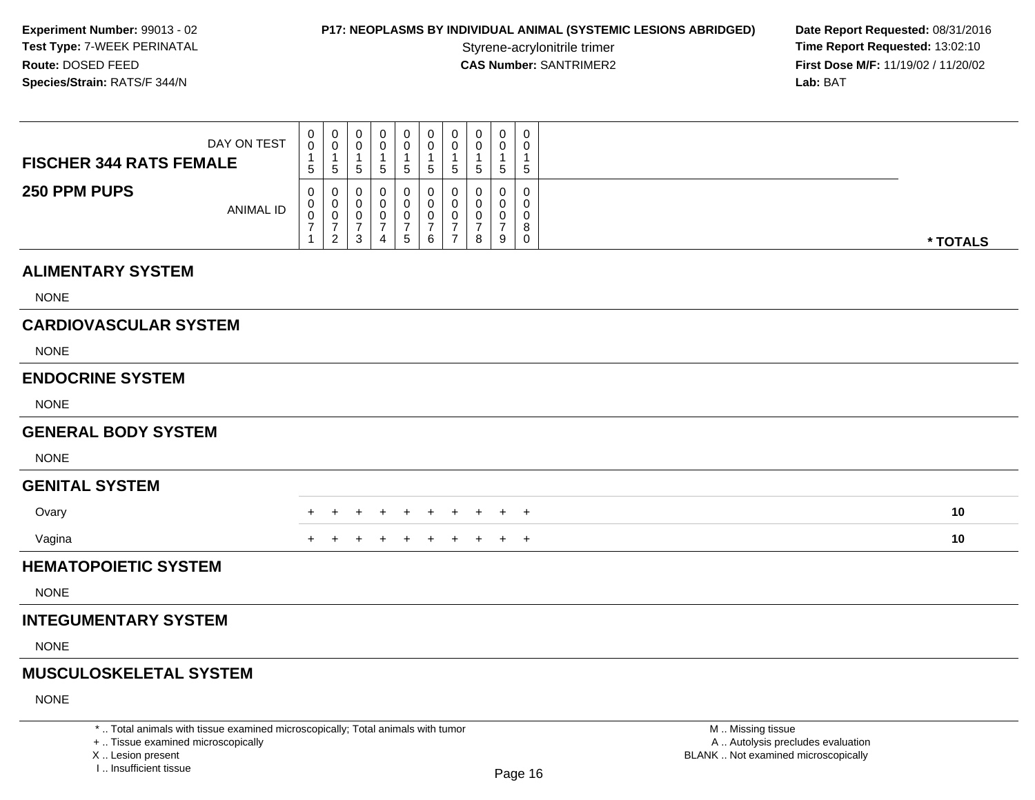**Experiment Number:** 99013 - 02
**Test Type:** 7-WEEK PERINATAL
**Route:** DOSED FEED
**Species/Strain:** RATS/F 344/N

**P17: NEOPLASMS BY INDIVIDUAL ANIMAL (SYSTEMIC LESIONS ABRIDGED)**
Styrene-acrylonitrile trimer
**CAS Number:** SANTRIMER2

**Date Report Requested:** 08/31/2016
**Time Report Requested:** 13:02:10
**First Dose M/F:** 11/19/02 / 11/20/02
**Lab:** BAT

| FISCHER 344 RATS FEMALE / 250 PPM PUPS | | | | | | | | | | | |
|---|---|---|---|---|---|---|---|---|---|---|---|
| DAY ON TEST | 0015 | 0015 | 0015 | 0015 | 0015 | 0015 | 0015 | 0015 | 0015 | 0015 | |
| ANIMAL ID | 00071 | 00072 | 00073 | 00074 | 00075 | 00076 | 00077 | 00078 | 00079 | 00080 | * TOTALS |
| **ALIMENTARY SYSTEM** | | | | | | | | | | | |
| NONE | | | | | | | | | | | |
| **CARDIOVASCULAR SYSTEM** | | | | | | | | | | | |
| NONE | | | | | | | | | | | |
| **ENDOCRINE SYSTEM** | | | | | | | | | | | |
| NONE | | | | | | | | | | | |
| **GENERAL BODY SYSTEM** | | | | | | | | | | | |
| NONE | | | | | | | | | | | |
| **GENITAL SYSTEM** | | | | | | | | | | | |
| Ovary | + | + | + | + | + | + | + | + | + | + | 10 |
| Vagina | + | + | + | + | + | + | + | + | + | + | 10 |
| **HEMATOPOIETIC SYSTEM** | | | | | | | | | | | |
| NONE | | | | | | | | | | | |
| **INTEGUMENTARY SYSTEM** | | | | | | | | | | | |
| NONE | | | | | | | | | | | |
| **MUSCULOSKELETAL SYSTEM** | | | | | | | | | | | |
| NONE | | | | | | | | | | | |

* .. Total animals with tissue examined microscopically; Total animals with tumor
+ .. Tissue examined microscopically
X .. Lesion present
I .. Insufficient tissue

M .. Missing tissue
A .. Autolysis precludes evaluation
BLANK .. Not examined microscopically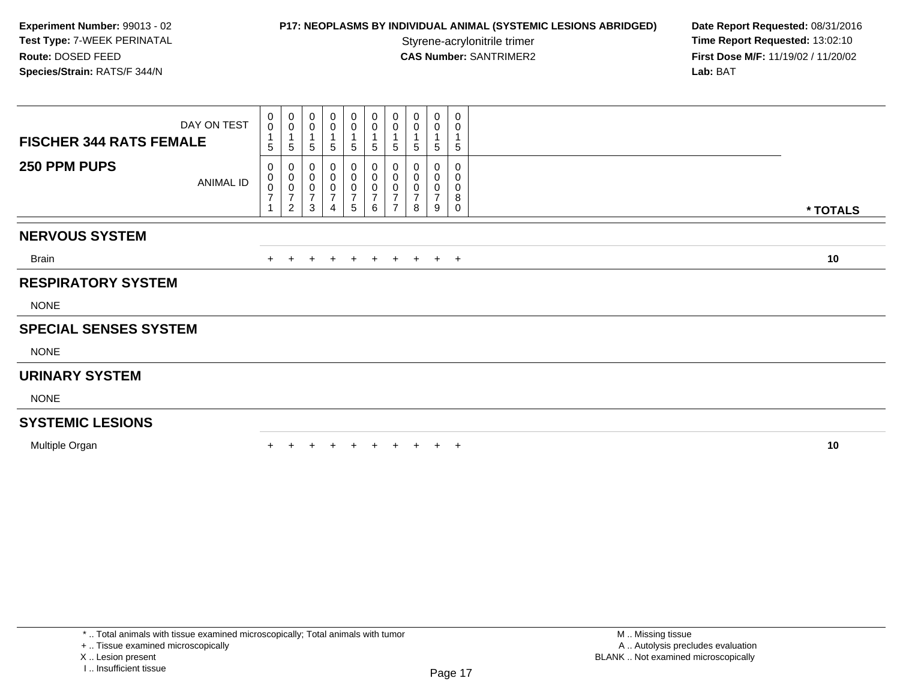**Experiment Number:** 99013 - 02
**Test Type:** 7-WEEK PERINATAL
**Route:** DOSED FEED
**Species/Strain:** RATS/F 344/N

**P17: NEOPLASMS BY INDIVIDUAL ANIMAL (SYSTEMIC LESIONS ABRIDGED)**
Styrene-acrylonitrile trimer
**CAS Number:** SANTRIMER2

**Date Report Requested:** 08/31/2016
**Time Report Requested:** 13:02:10
**First Dose M/F:** 11/19/02 / 11/20/02
**Lab:** BAT

| FISCHER 344 RATS FEMALE — DAY ON TEST | 0015 | 0015 | 0015 | 0015 | 0015 | 0015 | 0015 | 0015 | 0015 | 0015 | |
|---|---|---|---|---|---|---|---|---|---|---|---|
| **250 PPM PUPS** — ANIMAL ID | 00071 | 00072 | 00073 | 00074 | 00075 | 00076 | 00077 | 00078 | 00079 | 00080 | *** TOTALS** |
| **NERVOUS SYSTEM** | | | | | | | | | | | |
| Brain | + | + | + | + | + | + | + | + | + | + | **10** |
| **RESPIRATORY SYSTEM** | | | | | | | | | | | |
| NONE | | | | | | | | | | | |
| **SPECIAL SENSES SYSTEM** | | | | | | | | | | | |
| NONE | | | | | | | | | | | |
| **URINARY SYSTEM** | | | | | | | | | | | |
| NONE | | | | | | | | | | | |
| **SYSTEMIC LESIONS** | | | | | | | | | | | |
| Multiple Organ | + | + | + | + | + | + | + | + | + | + | **10** |

* .. Total animals with tissue examined microscopically; Total animals with tumor
+ .. Tissue examined microscopically
X .. Lesion present
I .. Insufficient tissue

M .. Missing tissue
A .. Autolysis precludes evaluation
BLANK .. Not examined microscopically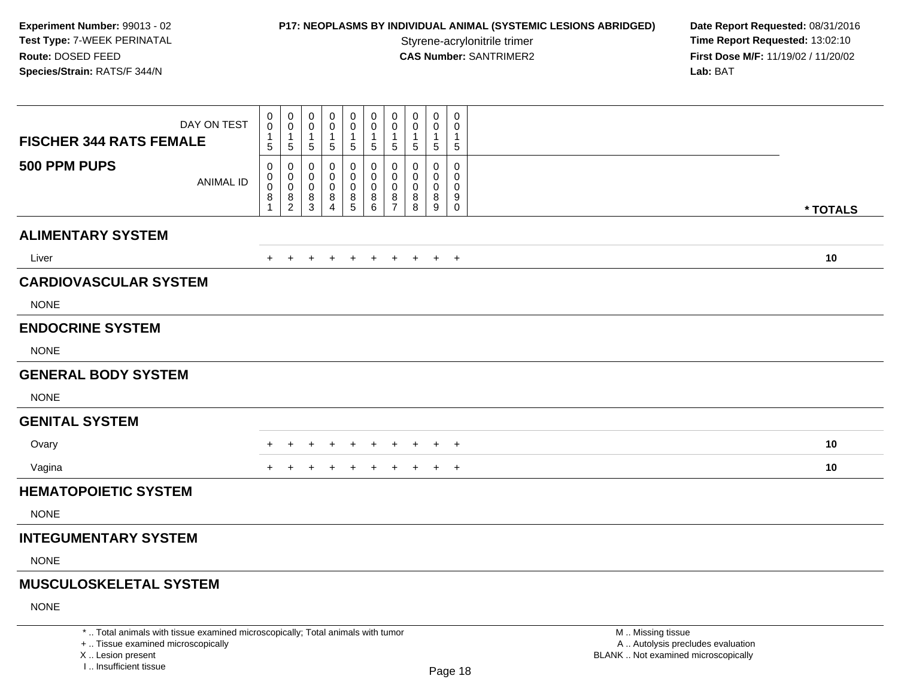**Experiment Number:** 99013 - 02
**Test Type:** 7-WEEK PERINATAL
**Route:** DOSED FEED
**Species/Strain:** RATS/F 344/N

**P17: NEOPLASMS BY INDIVIDUAL ANIMAL (SYSTEMIC LESIONS ABRIDGED)**
Styrene-acrylonitrile trimer
**CAS Number:** SANTRIMER2

**Date Report Requested:** 08/31/2016
**Time Report Requested:** 13:02:10
**First Dose M/F:** 11/19/02 / 11/20/02
**Lab:** BAT

| FISCHER 344 RATS FEMALE 500 PPM PUPS | | | | | | | | | | | |
|---|---|---|---|---|---|---|---|---|---|---|---|
| DAY ON TEST | 0015 | 0015 | 0015 | 0015 | 0015 | 0015 | 0015 | 0015 | 0015 | 0015 | |
| ANIMAL ID | 00081 | 00082 | 00083 | 00084 | 00085 | 00086 | 00087 | 00088 | 00089 | 00090 | * TOTALS |
| **ALIMENTARY SYSTEM** | | | | | | | | | | | |
| Liver | + | + | + | + | + | + | + | + | + | + | 10 |
| **CARDIOVASCULAR SYSTEM** | | | | | | | | | | | |
| NONE | | | | | | | | | | | |
| **ENDOCRINE SYSTEM** | | | | | | | | | | | |
| NONE | | | | | | | | | | | |
| **GENERAL BODY SYSTEM** | | | | | | | | | | | |
| NONE | | | | | | | | | | | |
| **GENITAL SYSTEM** | | | | | | | | | | | |
| Ovary | + | + | + | + | + | + | + | + | + | + | 10 |
| Vagina | + | + | + | + | + | + | + | + | + | + | 10 |
| **HEMATOPOIETIC SYSTEM** | | | | | | | | | | | |
| NONE | | | | | | | | | | | |
| **INTEGUMENTARY SYSTEM** | | | | | | | | | | | |
| NONE | | | | | | | | | | | |
| **MUSCULOSKELETAL SYSTEM** | | | | | | | | | | | |
| NONE | | | | | | | | | | | |

* .. Total animals with tissue examined microscopically; Total animals with tumor
+ .. Tissue examined microscopically
X .. Lesion present
I .. Insufficient tissue

M .. Missing tissue
A .. Autolysis precludes evaluation
BLANK .. Not examined microscopically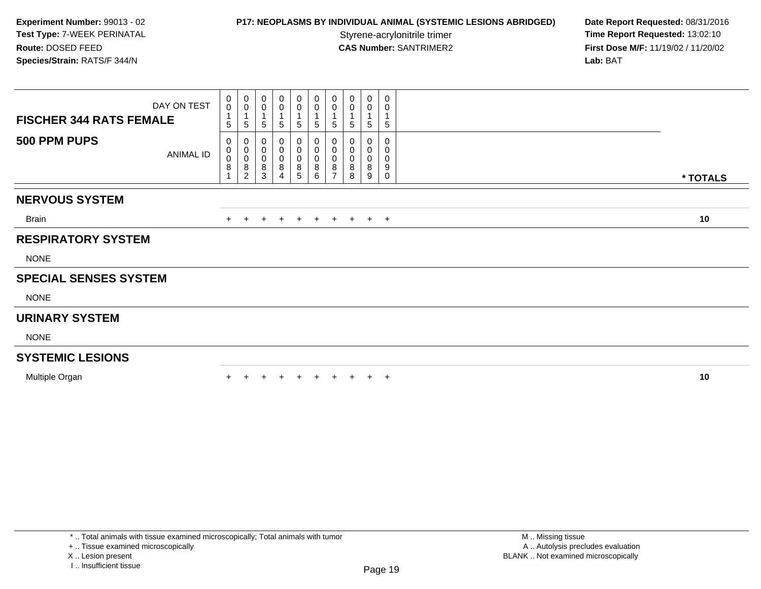**Experiment Number:** 99013 - 02
**Test Type:** 7-WEEK PERINATAL
**Route:** DOSED FEED
**Species/Strain:** RATS/F 344/N

**P17: NEOPLASMS BY INDIVIDUAL ANIMAL (SYSTEMIC LESIONS ABRIDGED)**
Styrene-acrylonitrile trimer
**CAS Number:** SANTRIMER2

**Date Report Requested:** 08/31/2016
**Time Report Requested:** 13:02:10
**First Dose M/F:** 11/19/02 / 11/20/02
**Lab:** BAT

| FISCHER 344 RATS FEMALE | | | | | | | | | | | |
|---|---|---|---|---|---|---|---|---|---|---|---|
| DAY ON TEST | 0015 | 0015 | 0015 | 0015 | 0015 | 0015 | 0015 | 0015 | 0015 | 0015 | |
| **500 PPM PUPS** ANIMAL ID | 00081 | 00082 | 00083 | 00084 | 00085 | 00086 | 00087 | 00088 | 00089 | 00090 | * TOTALS |
| **NERVOUS SYSTEM** | | | | | | | | | | | |
| Brain | + | + | + | + | + | + | + | + | + | + | 10 |
| **RESPIRATORY SYSTEM** | | | | | | | | | | | |
| NONE | | | | | | | | | | | |
| **SPECIAL SENSES SYSTEM** | | | | | | | | | | | |
| NONE | | | | | | | | | | | |
| **URINARY SYSTEM** | | | | | | | | | | | |
| NONE | | | | | | | | | | | |
| **SYSTEMIC LESIONS** | | | | | | | | | | | |
| Multiple Organ | + | + | + | + | + | + | + | + | + | + | 10 |

* .. Total animals with tissue examined microscopically; Total animals with tumor
+ .. Tissue examined microscopically
X .. Lesion present
I .. Insufficient tissue

M .. Missing tissue
A .. Autolysis precludes evaluation
BLANK .. Not examined microscopically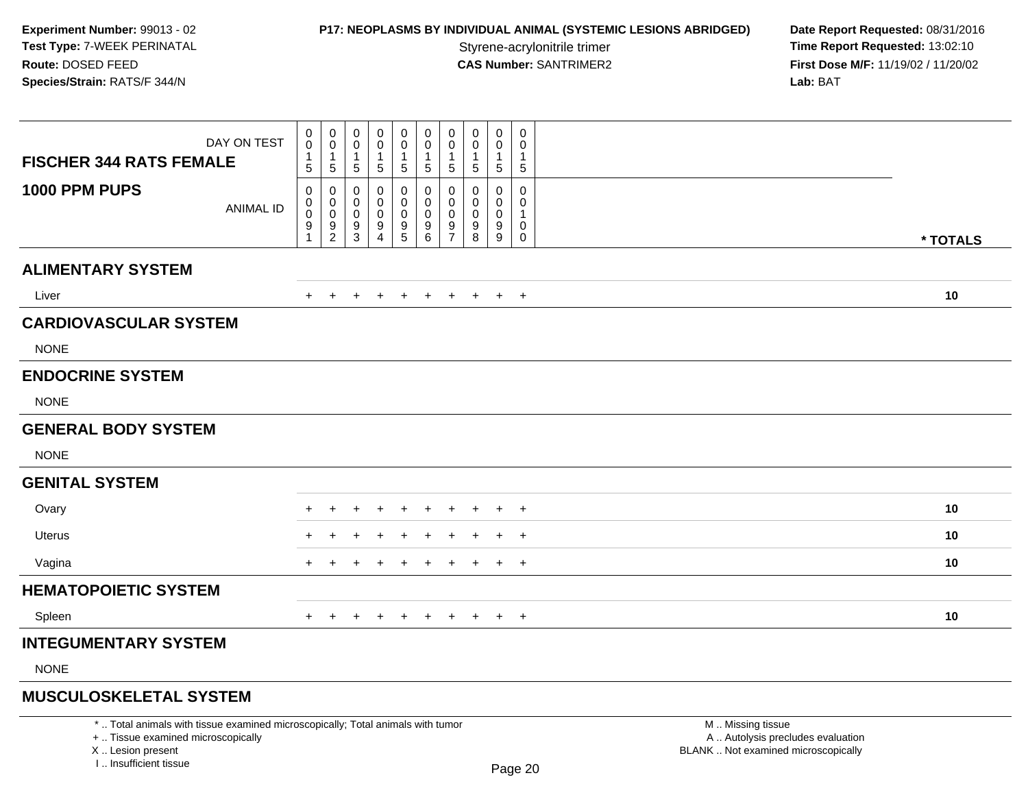**Experiment Number:** 99013 - 02
**Test Type:** 7-WEEK PERINATAL
**Route:** DOSED FEED
**Species/Strain:** RATS/F 344/N

**P17: NEOPLASMS BY INDIVIDUAL ANIMAL (SYSTEMIC LESIONS ABRIDGED)**
Styrene-acrylonitrile trimer
**CAS Number:** SANTRIMER2

**Date Report Requested:** 08/31/2016
**Time Report Requested:** 13:02:10
**First Dose M/F:** 11/19/02 / 11/20/02
**Lab:** BAT

| FISCHER 344 RATS FEMALE — DAY ON TEST | 0015 | 0015 | 0015 | 0015 | 0015 | 0015 | 0015 | 0015 | 0015 | 0015 | |
|---|---|---|---|---|---|---|---|---|---|---|---|
| **1000 PPM PUPS** — ANIMAL ID | 00091 | 00092 | 00093 | 00094 | 00095 | 00096 | 00097 | 00098 | 00099 | 00100 | * TOTALS |
| **ALIMENTARY SYSTEM** | | | | | | | | | | | |
| Liver | + | + | + | + | + | + | + | + | + | + | 10 |
| **CARDIOVASCULAR SYSTEM** | | | | | | | | | | | |
| NONE | | | | | | | | | | | |
| **ENDOCRINE SYSTEM** | | | | | | | | | | | |
| NONE | | | | | | | | | | | |
| **GENERAL BODY SYSTEM** | | | | | | | | | | | |
| NONE | | | | | | | | | | | |
| **GENITAL SYSTEM** | | | | | | | | | | | |
| Ovary | + | + | + | + | + | + | + | + | + | + | 10 |
| Uterus | + | + | + | + | + | + | + | + | + | + | 10 |
| Vagina | + | + | + | + | + | + | + | + | + | + | 10 |
| **HEMATOPOIETIC SYSTEM** | | | | | | | | | | | |
| Spleen | + | + | + | + | + | + | + | + | + | + | 10 |
| **INTEGUMENTARY SYSTEM** | | | | | | | | | | | |
| NONE | | | | | | | | | | | |
| **MUSCULOSKELETAL SYSTEM** | | | | | | | | | | | |

* .. Total animals with tissue examined microscopically; Total animals with tumor
+ .. Tissue examined microscopically
X .. Lesion present
I .. Insufficient tissue

M .. Missing tissue
A .. Autolysis precludes evaluation
BLANK .. Not examined microscopically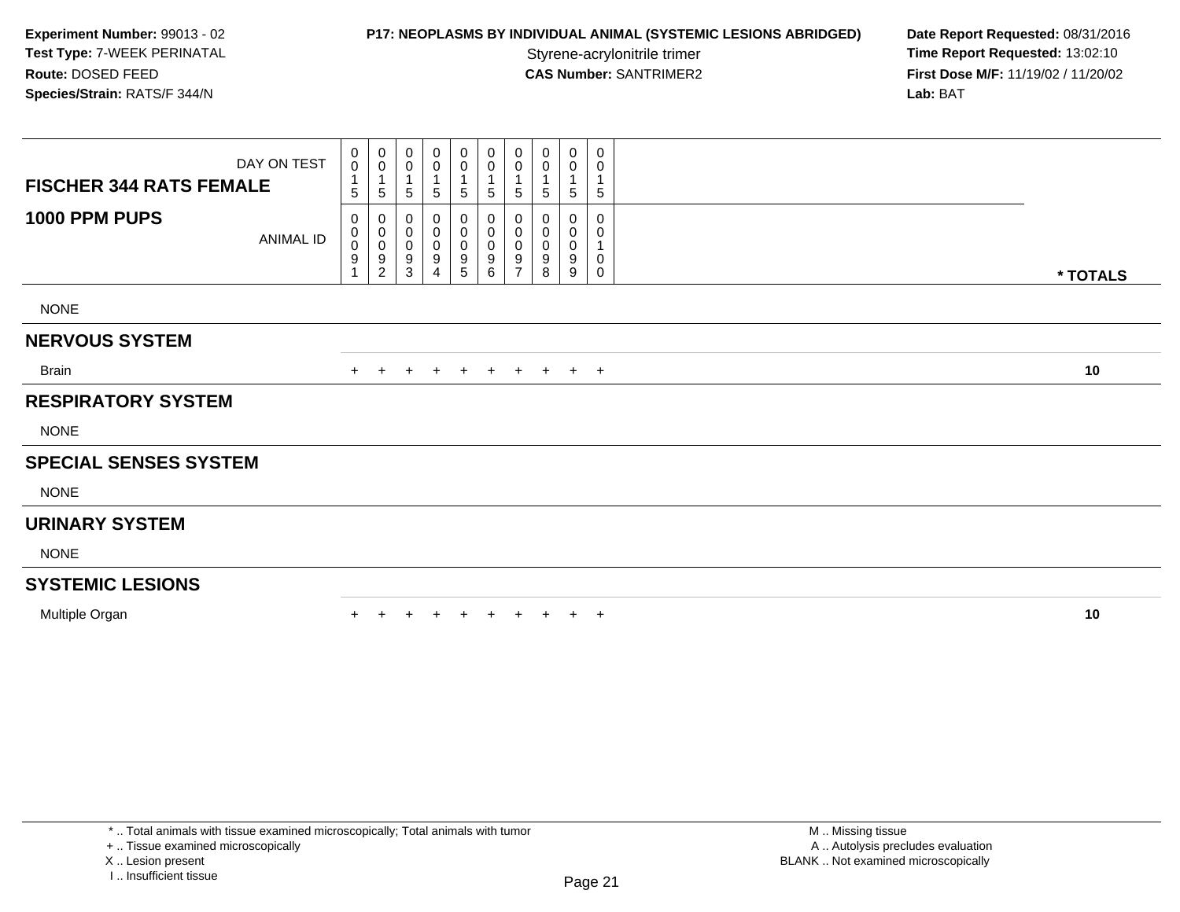**Experiment Number:** 99013 - 02
**Test Type:** 7-WEEK PERINATAL
**Route:** DOSED FEED
**Species/Strain:** RATS/F 344/N

**P17: NEOPLASMS BY INDIVIDUAL ANIMAL (SYSTEMIC LESIONS ABRIDGED)**
Styrene-acrylonitrile trimer
**CAS Number:** SANTRIMER2

**Date Report Requested:** 08/31/2016
**Time Report Requested:** 13:02:10
**First Dose M/F:** 11/19/02 / 11/20/02
**Lab:** BAT

| FISCHER 344 RATS FEMALE — DAY ON TEST | 0015 | 0015 | 0015 | 0015 | 0015 | 0015 | 0015 | 0015 | 0015 | 0015 | |
|---|---|---|---|---|---|---|---|---|---|---|---|
| **1000 PPM PUPS** — ANIMAL ID | 00091 | 00092 | 00093 | 00094 | 00095 | 00096 | 00097 | 00098 | 00099 | 00100 | *** TOTALS** |
| NONE | | | | | | | | | | | |
| **NERVOUS SYSTEM** | | | | | | | | | | | |
| Brain | + | + | + | + | + | + | + | + | + | + | **10** |
| **RESPIRATORY SYSTEM** | | | | | | | | | | | |
| NONE | | | | | | | | | | | |
| **SPECIAL SENSES SYSTEM** | | | | | | | | | | | |
| NONE | | | | | | | | | | | |
| **URINARY SYSTEM** | | | | | | | | | | | |
| NONE | | | | | | | | | | | |
| **SYSTEMIC LESIONS** | | | | | | | | | | | |
| Multiple Organ | + | + | + | + | + | + | + | + | + | + | **10** |

* .. Total animals with tissue examined microscopically; Total animals with tumor
+ .. Tissue examined microscopically
X .. Lesion present
I .. Insufficient tissue

M .. Missing tissue
A .. Autolysis precludes evaluation
BLANK .. Not examined microscopically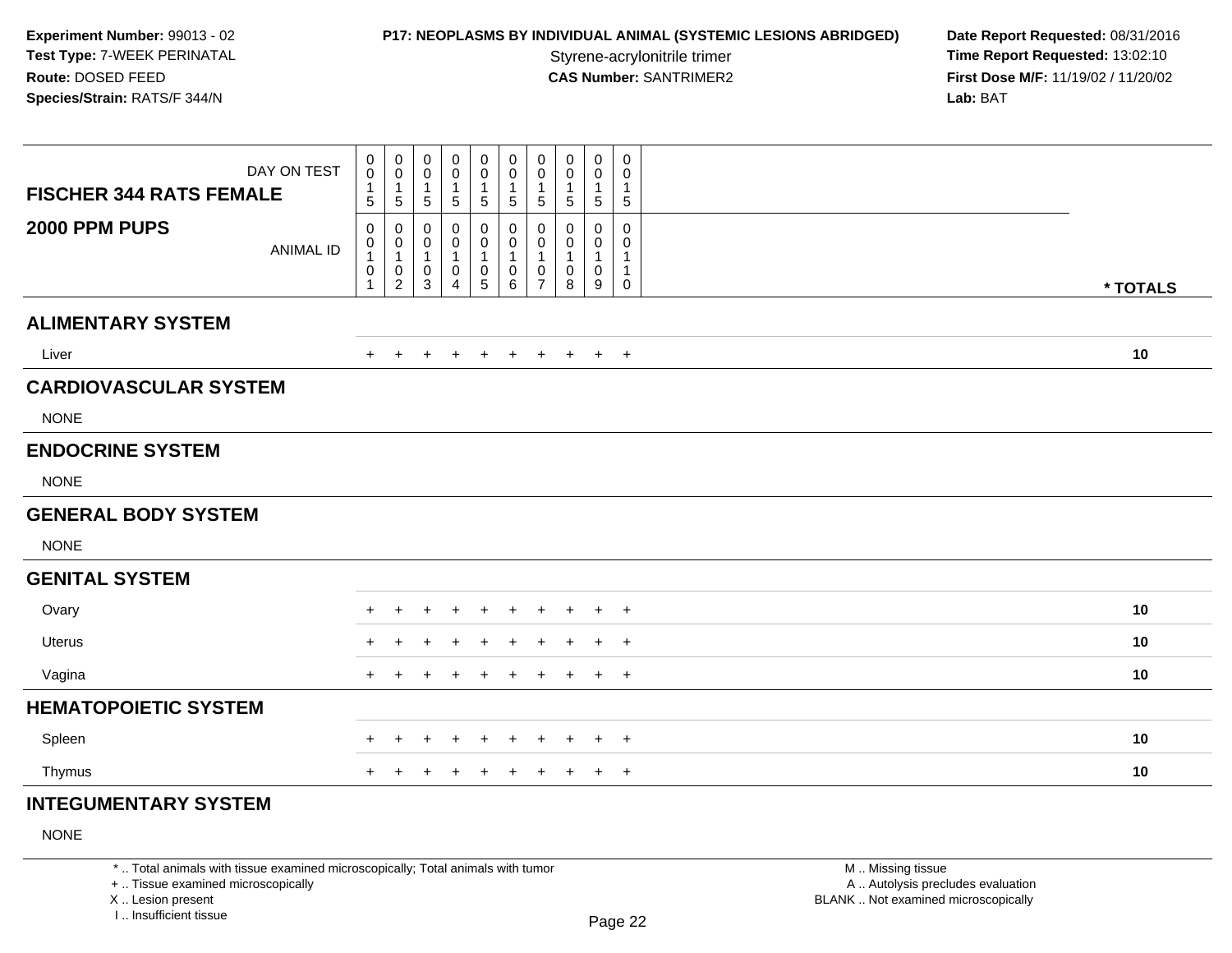**Experiment Number:** 99013 - 02
**Test Type:** 7-WEEK PERINATAL
**Route:** DOSED FEED
**Species/Strain:** RATS/F 344/N

**P17: NEOPLASMS BY INDIVIDUAL ANIMAL (SYSTEMIC LESIONS ABRIDGED)**
Styrene-acrylonitrile trimer
**CAS Number:** SANTRIMER2

**Date Report Requested:** 08/31/2016
**Time Report Requested:** 13:02:10
**First Dose M/F:** 11/19/02 / 11/20/02
**Lab:** BAT

| FISCHER 344 RATS FEMALE<br>2000 PPM PUPS | | | | | | | | | | | |
|---|---|---|---|---|---|---|---|---|---|---|---|
| DAY ON TEST | 0015 | 0015 | 0015 | 0015 | 0015 | 0015 | 0015 | 0015 | 0015 | 0015 | |
| ANIMAL ID | 00101 | 00102 | 00103 | 00104 | 00105 | 00106 | 00107 | 00108 | 00109 | 00110 | * TOTALS |
| **ALIMENTARY SYSTEM** | | | | | | | | | | | |
| Liver | + | + | + | + | + | + | + | + | + | + | 10 |
| **CARDIOVASCULAR SYSTEM** | | | | | | | | | | | |
| NONE | | | | | | | | | | | |
| **ENDOCRINE SYSTEM** | | | | | | | | | | | |
| NONE | | | | | | | | | | | |
| **GENERAL BODY SYSTEM** | | | | | | | | | | | |
| NONE | | | | | | | | | | | |
| **GENITAL SYSTEM** | | | | | | | | | | | |
| Ovary | + | + | + | + | + | + | + | + | + | + | 10 |
| Uterus | + | + | + | + | + | + | + | + | + | + | 10 |
| Vagina | + | + | + | + | + | + | + | + | + | + | 10 |
| **HEMATOPOIETIC SYSTEM** | | | | | | | | | | | |
| Spleen | + | + | + | + | + | + | + | + | + | + | 10 |
| Thymus | + | + | + | + | + | + | + | + | + | + | 10 |
| **INTEGUMENTARY SYSTEM** | | | | | | | | | | | |
| NONE | | | | | | | | | | | |

\* .. Total animals with tissue examined microscopically; Total animals with tumor
\+ .. Tissue examined microscopically
X .. Lesion present
I .. Insufficient tissue

M .. Missing tissue
A .. Autolysis precludes evaluation
BLANK .. Not examined microscopically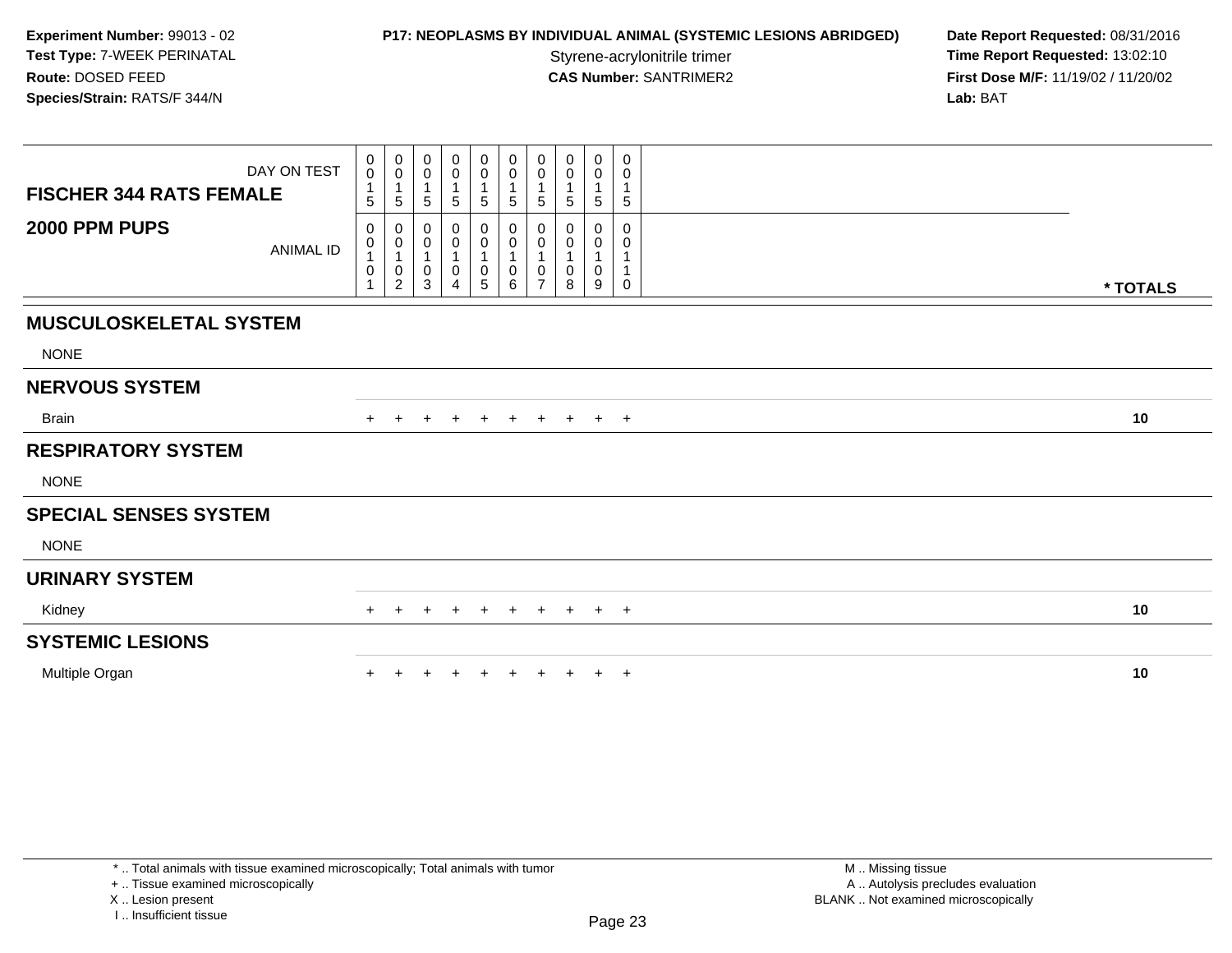**Experiment Number:** 99013 - 02
**Test Type:** 7-WEEK PERINATAL
**Route:** DOSED FEED
**Species/Strain:** RATS/F 344/N

**P17: NEOPLASMS BY INDIVIDUAL ANIMAL (SYSTEMIC LESIONS ABRIDGED)**
Styrene-acrylonitrile trimer
**CAS Number:** SANTRIMER2

**Date Report Requested:** 08/31/2016
**Time Report Requested:** 13:02:10
**First Dose M/F:** 11/19/02 / 11/20/02
**Lab:** BAT

| FISCHER 344 RATS FEMALE — DAY ON TEST | 0015 | 0015 | 0015 | 0015 | 0015 | 0015 | 0015 | 0015 | 0015 | 0015 | |
|---|---|---|---|---|---|---|---|---|---|---|---|
| **2000 PPM PUPS** — ANIMAL ID | 00101 | 00102 | 00103 | 00104 | 00105 | 00106 | 00107 | 00108 | 00109 | 00110 | * TOTALS |
| **MUSCULOSKELETAL SYSTEM** | | | | | | | | | | | |
| NONE | | | | | | | | | | | |
| **NERVOUS SYSTEM** | | | | | | | | | | | |
| Brain | + | + | + | + | + | + | + | + | + | + | 10 |
| **RESPIRATORY SYSTEM** | | | | | | | | | | | |
| NONE | | | | | | | | | | | |
| **SPECIAL SENSES SYSTEM** | | | | | | | | | | | |
| NONE | | | | | | | | | | | |
| **URINARY SYSTEM** | | | | | | | | | | | |
| Kidney | + | + | + | + | + | + | + | + | + | + | 10 |
| **SYSTEMIC LESIONS** | | | | | | | | | | | |
| Multiple Organ | + | + | + | + | + | + | + | + | + | + | 10 |

* .. Total animals with tissue examined microscopically; Total animals with tumor
+ .. Tissue examined microscopically
X .. Lesion present
I .. Insufficient tissue

M .. Missing tissue
A .. Autolysis precludes evaluation
BLANK .. Not examined microscopically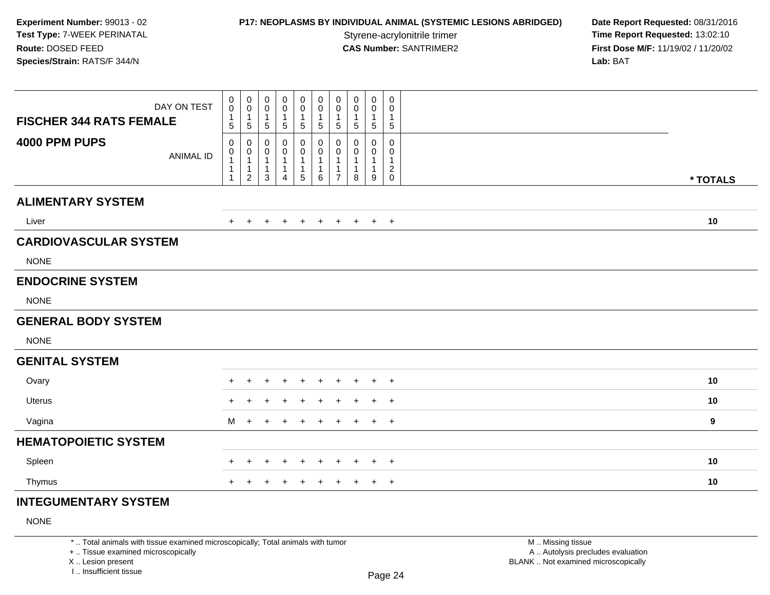Experiment Number: 99013 - 02
Test Type: 7-WEEK PERINATAL
Route: DOSED FEED
Species/Strain: RATS/F 344/N

**P17: NEOPLASMS BY INDIVIDUAL ANIMAL (SYSTEMIC LESIONS ABRIDGED)**
Styrene-acrylonitrile trimer
**CAS Number:** SANTRIMER2

**Date Report Requested:** 08/31/2016
**Time Report Requested:** 13:02:10
**First Dose M/F:** 11/19/02 / 11/20/02
**Lab:** BAT

| FISCHER 344 RATS FEMALE / 4000 PPM PUPS | | | | | | | | | | | |
|---|---|---|---|---|---|---|---|---|---|---|---|
| DAY ON TEST | 0015 | 0015 | 0015 | 0015 | 0015 | 0015 | 0015 | 0015 | 0015 | 0015 | |
| ANIMAL ID | 00111 | 00112 | 00113 | 00114 | 00115 | 00116 | 00117 | 00118 | 00119 | 00120 | * TOTALS |
| **ALIMENTARY SYSTEM** | | | | | | | | | | | |
| Liver | + | + | + | + | + | + | + | + | + | + | 10 |
| **CARDIOVASCULAR SYSTEM** | | | | | | | | | | | |
| NONE | | | | | | | | | | | |
| **ENDOCRINE SYSTEM** | | | | | | | | | | | |
| NONE | | | | | | | | | | | |
| **GENERAL BODY SYSTEM** | | | | | | | | | | | |
| NONE | | | | | | | | | | | |
| **GENITAL SYSTEM** | | | | | | | | | | | |
| Ovary | + | + | + | + | + | + | + | + | + | + | 10 |
| Uterus | + | + | + | + | + | + | + | + | + | + | 10 |
| Vagina | M | + | + | + | + | + | + | + | + | + | 9 |
| **HEMATOPOIETIC SYSTEM** | | | | | | | | | | | |
| Spleen | + | + | + | + | + | + | + | + | + | + | 10 |
| Thymus | + | + | + | + | + | + | + | + | + | + | 10 |
| **INTEGUMENTARY SYSTEM** | | | | | | | | | | | |
| NONE | | | | | | | | | | | |

\* .. Total animals with tissue examined microscopically; Total animals with tumor
\+ .. Tissue examined microscopically
X .. Lesion present
I .. Insufficient tissue

M .. Missing tissue
A .. Autolysis precludes evaluation
BLANK .. Not examined microscopically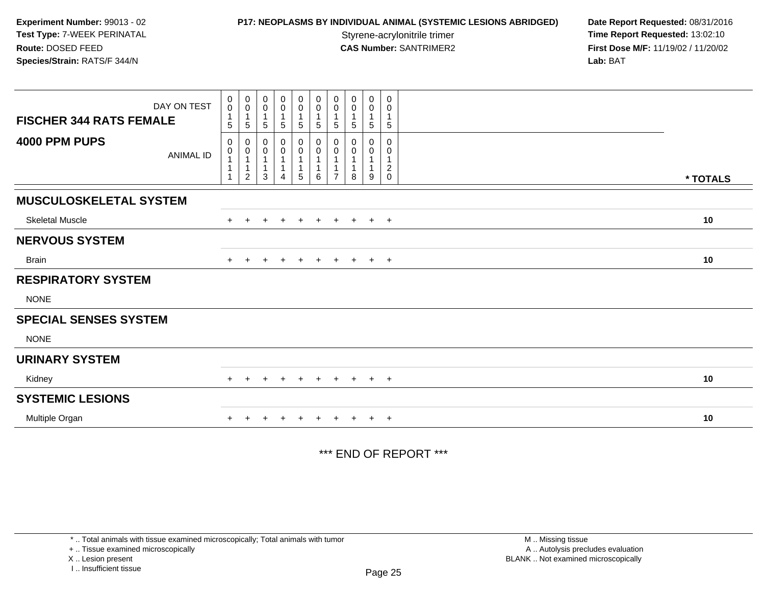**Experiment Number:** 99013 - 02
**Test Type:** 7-WEEK PERINATAL
**Route:** DOSED FEED
**Species/Strain:** RATS/F 344/N

**P17: NEOPLASMS BY INDIVIDUAL ANIMAL (SYSTEMIC LESIONS ABRIDGED)**
Styrene-acrylonitrile trimer
**CAS Number:** SANTRIMER2

**Date Report Requested:** 08/31/2016
**Time Report Requested:** 13:02:10
**First Dose M/F:** 11/19/02 / 11/20/02
**Lab:** BAT

| FISCHER 344 RATS FEMALE 4000 PPM PUPS | | | | | | | | | | | |
|---|---|---|---|---|---|---|---|---|---|---|---|
| DAY ON TEST | 0015 | 0015 | 0015 | 0015 | 0015 | 0015 | 0015 | 0015 | 0015 | 0015 | |
| ANIMAL ID | 00111 | 00112 | 00113 | 00114 | 00115 | 00116 | 00117 | 00118 | 00119 | 00120 | * TOTALS |
| **MUSCULOSKELETAL SYSTEM** | | | | | | | | | | | |
| Skeletal Muscle | + | + | + | + | + | + | + | + | + | + | 10 |
| **NERVOUS SYSTEM** | | | | | | | | | | | |
| Brain | + | + | + | + | + | + | + | + | + | + | 10 |
| **RESPIRATORY SYSTEM** | | | | | | | | | | | |
| NONE | | | | | | | | | | | |
| **SPECIAL SENSES SYSTEM** | | | | | | | | | | | |
| NONE | | | | | | | | | | | |
| **URINARY SYSTEM** | | | | | | | | | | | |
| Kidney | + | + | + | + | + | + | + | + | + | + | 10 |
| **SYSTEMIC LESIONS** | | | | | | | | | | | |
| Multiple Organ | + | + | + | + | + | + | + | + | + | + | 10 |

*** END OF REPORT ***

\* .. Total animals with tissue examined microscopically; Total animals with tumor
\+ .. Tissue examined microscopically
X .. Lesion present
I .. Insufficient tissue

M .. Missing tissue
A .. Autolysis precludes evaluation
BLANK .. Not examined microscopically